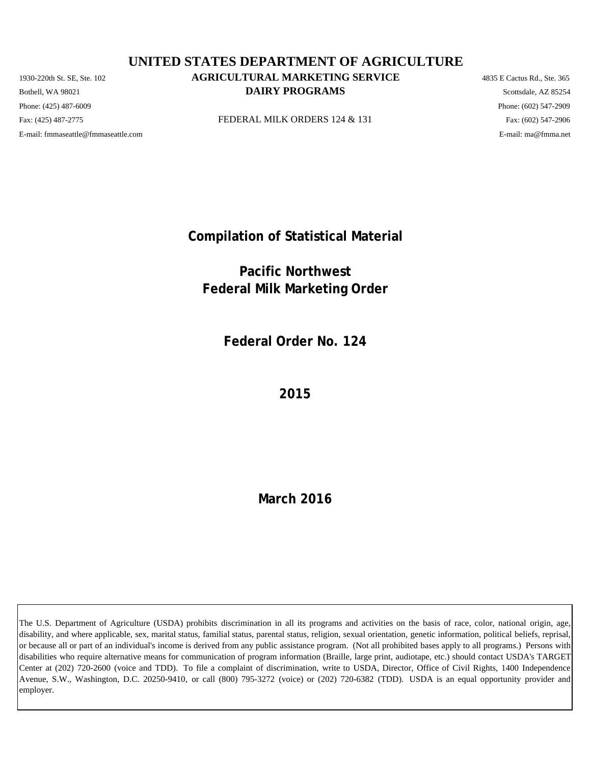# UNITED STATES DEPARTMENT OF AGRICULTURE

## AGRICULTURAL MARKETING SERVICE

## DAIRY PROGRAMS

1930-220th St. SE, Ste. 102
Bothell, WA 98021
Phone: (425) 487-6009
Fax: (425) 487-2775
E-mail: fmmaseattle@fmmaseattle.com

4835 E Cactus Rd., Ste. 365
Scottsdale, AZ 85254
Phone: (602) 547-2909
Fax: (602) 547-2906
E-mail: ma@fmma.net

FEDERAL MILK ORDERS 124 & 131

# Compilation of Statistical Material

# Pacific Northwest Federal Milk Marketing Order

# Federal Order No. 124

# 2015

**March 2016**

The U.S. Department of Agriculture (USDA) prohibits discrimination in all its programs and activities on the basis of race, color, national origin, age, disability, and where applicable, sex, marital status, familial status, parental status, religion, sexual orientation, genetic information, political beliefs, reprisal, or because all or part of an individual's income is derived from any public assistance program. (Not all prohibited bases apply to all programs.) Persons with disabilities who require alternative means for communication of program information (Braille, large print, audiotape, etc.) should contact USDA's TARGET Center at (202) 720-2600 (voice and TDD). To file a complaint of discrimination, write to USDA, Director, Office of Civil Rights, 1400 Independence Avenue, S.W., Washington, D.C. 20250-9410, or call (800) 795-3272 (voice) or (202) 720-6382 (TDD). USDA is an equal opportunity provider and employer.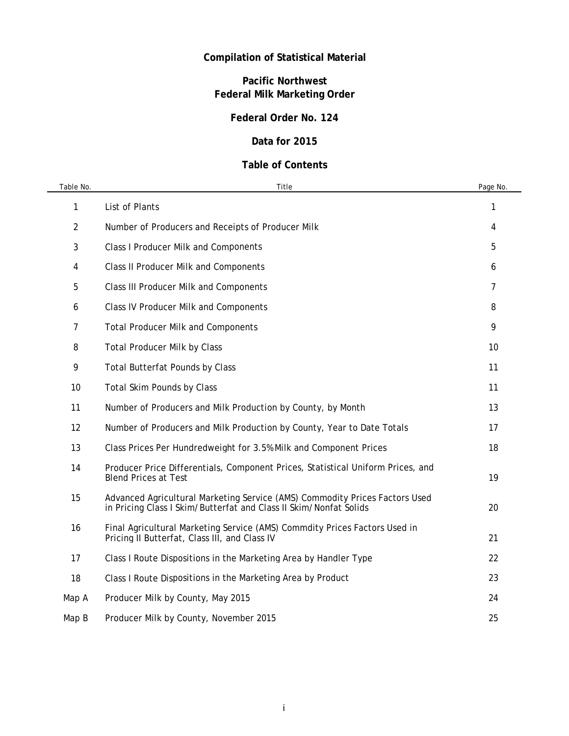# Compilation of Statistical Material

## Pacific Northwest
## Federal Milk Marketing Order

## Federal Order No. 124

## Data for 2015

## Table of Contents

| Table No. | Title | Page No. |
|---|---|---|
| 1 | List of Plants | 1 |
| 2 | Number of Producers and Receipts of Producer Milk | 4 |
| 3 | Class I Producer Milk and Components | 5 |
| 4 | Class II Producer Milk and Components | 6 |
| 5 | Class III Producer Milk and Components | 7 |
| 6 | Class IV Producer Milk and Components | 8 |
| 7 | Total Producer Milk and Components | 9 |
| 8 | Total Producer Milk by Class | 10 |
| 9 | Total Butterfat Pounds by Class | 11 |
| 10 | Total Skim Pounds by Class | 11 |
| 11 | Number of Producers and Milk Production by County, by Month | 13 |
| 12 | Number of Producers and Milk Production by County, Year to Date Totals | 17 |
| 13 | Class Prices Per Hundredweight for 3.5% Milk and Component Prices | 18 |
| 14 | Producer Price Differentials, Component Prices, Statistical Uniform Prices, and Blend Prices at Test | 19 |
| 15 | Advanced Agricultural Marketing Service (AMS) Commodity Prices Factors Used in Pricing Class I Skim/Butterfat and Class II Skim/Nonfat Solids | 20 |
| 16 | Final Agricultural Marketing Service (AMS) Commdity Prices Factors Used in Pricing II Butterfat, Class III, and Class IV | 21 |
| 17 | Class I Route Dispositions in the Marketing Area by Handler Type | 22 |
| 18 | Class I Route Dispositions in the Marketing Area by Product | 23 |
| Map A | Producer Milk by County, May 2015 | 24 |
| Map B | Producer Milk by County, November 2015 | 25 |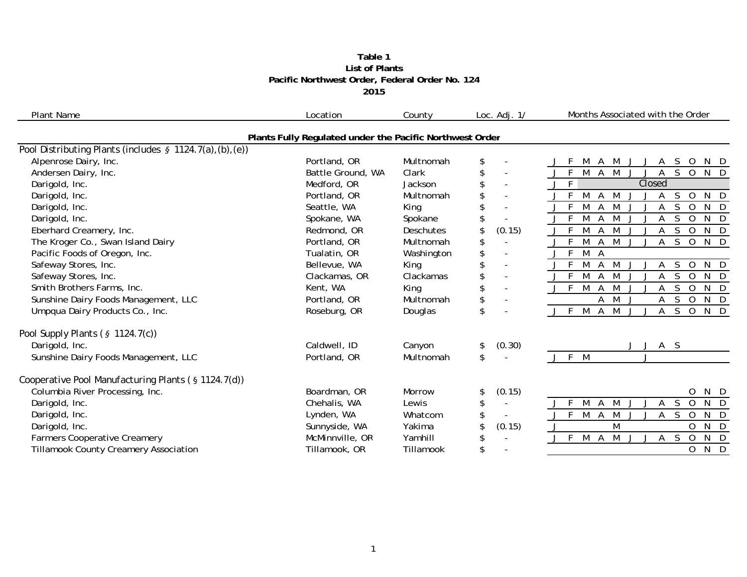**Table 1**
**List of Plants**
**Pacific Northwest Order, Federal Order No. 124**
**2015**

| Plant Name | Location | County | Loc. Adj. 1/ | Months Associated with the Order |
|---|---|---|---|---|
| **Plants Fully Regulated under the Pacific Northwest Order** | | | | |
| Pool Distributing Plants (includes § 1124.7(a),(b),(e)) | | | | |
| Alpenrose Dairy, Inc. | Portland, OR | Multnomah | $ - | J F M A M J J A S O N D |
| Andersen Dairy, Inc. | Battle Ground, WA | Clark | $ - | J F M A M J J A S O N D |
| Darigold, Inc. | Medford, OR | Jackson | $ - | J F Closed |
| Darigold, Inc. | Portland, OR | Multnomah | $ - | J F M A M J J A S O N D |
| Darigold, Inc. | Seattle, WA | King | $ - | J F M A M J J A S O N D |
| Darigold, Inc. | Spokane, WA | Spokane | $ - | J F M A M J J A S O N D |
| Eberhard Creamery, Inc. | Redmond, OR | Deschutes | $ (0.15) | J F M A M J J A S O N D |
| The Kroger Co., Swan Island Dairy | Portland, OR | Multnomah | $ - | J F M A M J J A S O N D |
| Pacific Foods of Oregon, Inc. | Tualatin, OR | Washington | $ - | J F M A |
| Safeway Stores, Inc. | Bellevue, WA | King | $ - | J F M A M J J A S O N D |
| Safeway Stores, Inc. | Clackamas, OR | Clackamas | $ - | J F M A M J J A S O N D |
| Smith Brothers Farms, Inc. | Kent, WA | King | $ - | J F M A M J J A S O N D |
| Sunshine Dairy Foods Management, LLC | Portland, OR | Multnomah | $ - | A M J A S O N D |
| Umpqua Dairy Products Co., Inc. | Roseburg, OR | Douglas | $ - | J F M A M J J A S O N D |
| Pool Supply Plants (§ 1124.7(c)) | | | | |
| Darigold, Inc. | Caldwell, ID | Canyon | $ (0.30) | J J A S |
| Sunshine Dairy Foods Management, LLC | Portland, OR | Multnomah | $ - | J F M J |
| Cooperative Pool Manufacturing Plants (§ 1124.7(d)) | | | | |
| Columbia River Processing, Inc. | Boardman, OR | Morrow | $ (0.15) | O N D |
| Darigold, Inc. | Chehalis, WA | Lewis | $ - | J F M A M J J A S O N D |
| Darigold, Inc. | Lynden, WA | Whatcom | $ - | J F M A M J J A S O N D |
| Darigold, Inc. | Sunnyside, WA | Yakima | $ (0.15) | J M O N D |
| Farmers Cooperative Creamery | McMinnville, OR | Yamhill | $ - | J F M A M J J A S O N D |
| Tillamook County Creamery Association | Tillamook, OR | Tillamook | $ - | O N D |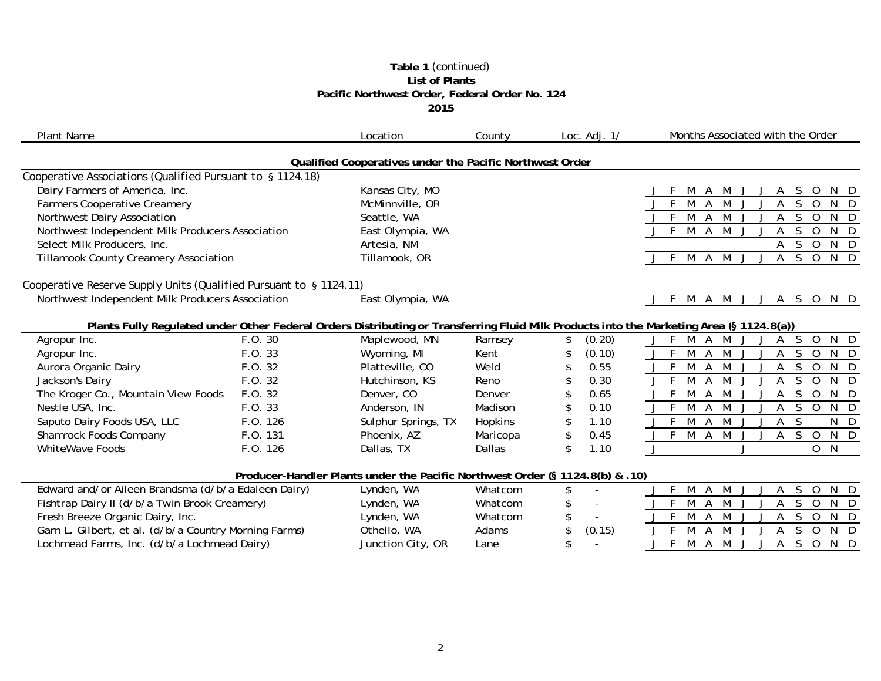**Table 1** *(continued)*
**List of Plants**
**Pacific Northwest Order, Federal Order No. 124**
**2015**

| Plant Name | | Location | County | Loc. Adj. 1/ | Months Associated with the Order |
|---|---|---|---|---|---|
| **Qualified Cooperatives under the Pacific Northwest Order** | | | | | |
| Cooperative Associations (Qualified Pursuant to § 1124.18) | | | | | |
| Dairy Farmers of America, Inc. | | Kansas City, MO | | | J F M A M J J A S O N D |
| Farmers Cooperative Creamery | | McMinnville, OR | | | J F M A M J J A S O N D |
| Northwest Dairy Association | | Seattle, WA | | | J F M A M J J A S O N D |
| Northwest Independent Milk Producers Association | | East Olympia, WA | | | J F M A M J J A S O N D |
| Select Milk Producers, Inc. | | Artesia, NM | | | A S O N D |
| Tillamook County Creamery Association | | Tillamook, OR | | | J F M A M J J A S O N D |
| Cooperative Reserve Supply Units (Qualified Pursuant to § 1124.11) | | | | | |
| Northwest Independent Milk Producers Association | | East Olympia, WA | | | J F M A M J J A S O N D |
| **Plants Fully Regulated under Other Federal Orders Distributing or Transferring Fluid Milk Products into the Marketing Area (§ 1124.8(a))** | | | | | |
| Agropur Inc. | F.O. 30 | Maplewood, MN | Ramsey | $ (0.20) | J F M A M J J A S O N D |
| Agropur Inc. | F.O. 33 | Wyoming, MI | Kent | $ (0.10) | J F M A M J J A S O N D |
| Aurora Organic Dairy | F.O. 32 | Platteville, CO | Weld | $ 0.55 | J F M A M J J A S O N D |
| Jackson's Dairy | F.O. 32 | Hutchinson, KS | Reno | $ 0.30 | J F M A M J J A S O N D |
| The Kroger Co., Mountain View Foods | F.O. 32 | Denver, CO | Denver | $ 0.65 | J F M A M J J A S O N D |
| Nestle USA, Inc. | F.O. 33 | Anderson, IN | Madison | $ 0.10 | J F M A M J J A S O N D |
| Saputo Dairy Foods USA, LLC | F.O. 126 | Sulphur Springs, TX | Hopkins | $ 1.10 | J F M A M J J A S N D |
| Shamrock Foods Company | F.O. 131 | Phoenix, AZ | Maricopa | $ 0.45 | J F M A M J J A S O N D |
| WhiteWave Foods | F.O. 126 | Dallas, TX | Dallas | $ 1.10 | J J O N |
| **Producer-Handler Plants under the Pacific Northwest Order (§ 1124.8(b) & .10)** | | | | | |
| Edward and/or Aileen Brandsma (d/b/a Edaleen Dairy) | | Lynden, WA | Whatcom | $ - | J F M A M J J A S O N D |
| Fishtrap Dairy II (d/b/a Twin Brook Creamery) | | Lynden, WA | Whatcom | $ - | J F M A M J J A S O N D |
| Fresh Breeze Organic Dairy, Inc. | | Lynden, WA | Whatcom | $ - | J F M A M J J A S O N D |
| Garn L. Gilbert, et al. (d/b/a Country Morning Farms) | | Othello, WA | Adams | $ (0.15) | J F M A M J J A S O N D |
| Lochmead Farms, Inc. (d/b/a Lochmead Dairy) | | Junction City, OR | Lane | $ - | J F M A M J J A S O N D |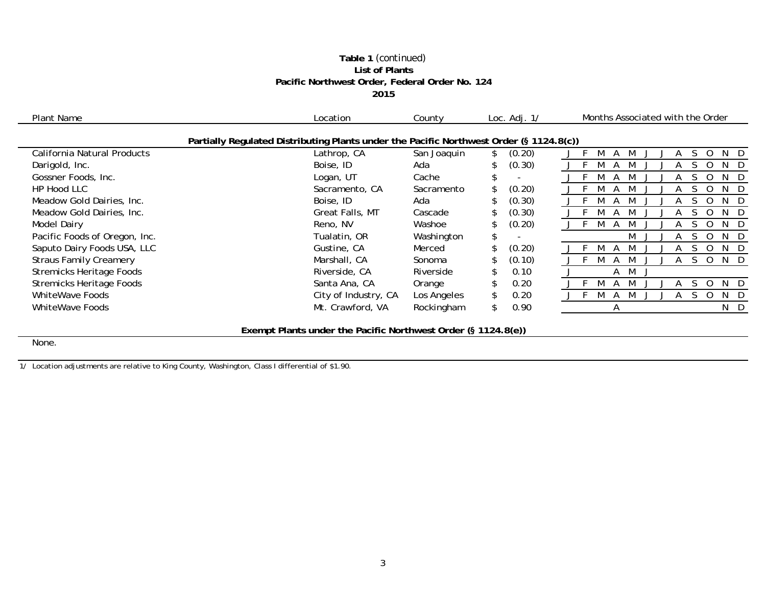**Table 1** *(continued)*
**List of Plants**
**Pacific Northwest Order, Federal Order No. 124**
**2015**

| Plant Name | Location | County | Loc. Adj. 1/ | Months Associated with the Order |
|---|---|---|---|---|
| **Partially Regulated Distributing Plants under the Pacific Northwest Order (§ 1124.8(c))** | | | | |
| California Natural Products | Lathrop, CA | San Joaquin | $ (0.20) | J F M A M J J A S O N D |
| Darigold, Inc. | Boise, ID | Ada | $ (0.30) | J F M A M J J A S O N D |
| Gossner Foods, Inc. | Logan, UT | Cache | $ - | J F M A M J J A S O N D |
| HP Hood LLC | Sacramento, CA | Sacramento | $ (0.20) | J F M A M J J A S O N D |
| Meadow Gold Dairies, Inc. | Boise, ID | Ada | $ (0.30) | J F M A M J J A S O N D |
| Meadow Gold Dairies, Inc. | Great Falls, MT | Cascade | $ (0.30) | J F M A M J J A S O N D |
| Model Dairy | Reno, NV | Washoe | $ (0.20) | J F M A M J J A S O N D |
| Pacific Foods of Oregon, Inc. | Tualatin, OR | Washington | $ - | M J J A S O N D |
| Saputo Dairy Foods USA, LLC | Gustine, CA | Merced | $ (0.20) | J F M A M J J A S O N D |
| Straus Family Creamery | Marshall, CA | Sonoma | $ (0.10) | J F M A M J J A S O N D |
| Stremicks Heritage Foods | Riverside, CA | Riverside | $ 0.10 | J A M J |
| Stremicks Heritage Foods | Santa Ana, CA | Orange | $ 0.20 | J F M A M J J A S O N D |
| WhiteWave Foods | City of Industry, CA | Los Angeles | $ 0.20 | J F M A M J J A S O N D |
| WhiteWave Foods | Mt. Crawford, VA | Rockingham | $ 0.90 | A N D |
| **Exempt Plants under the Pacific Northwest Order (§ 1124.8(e))** | | | | |
| None. | | | | |

1/ Location adjustments are relative to King County, Washington, Class I differential of $1.90.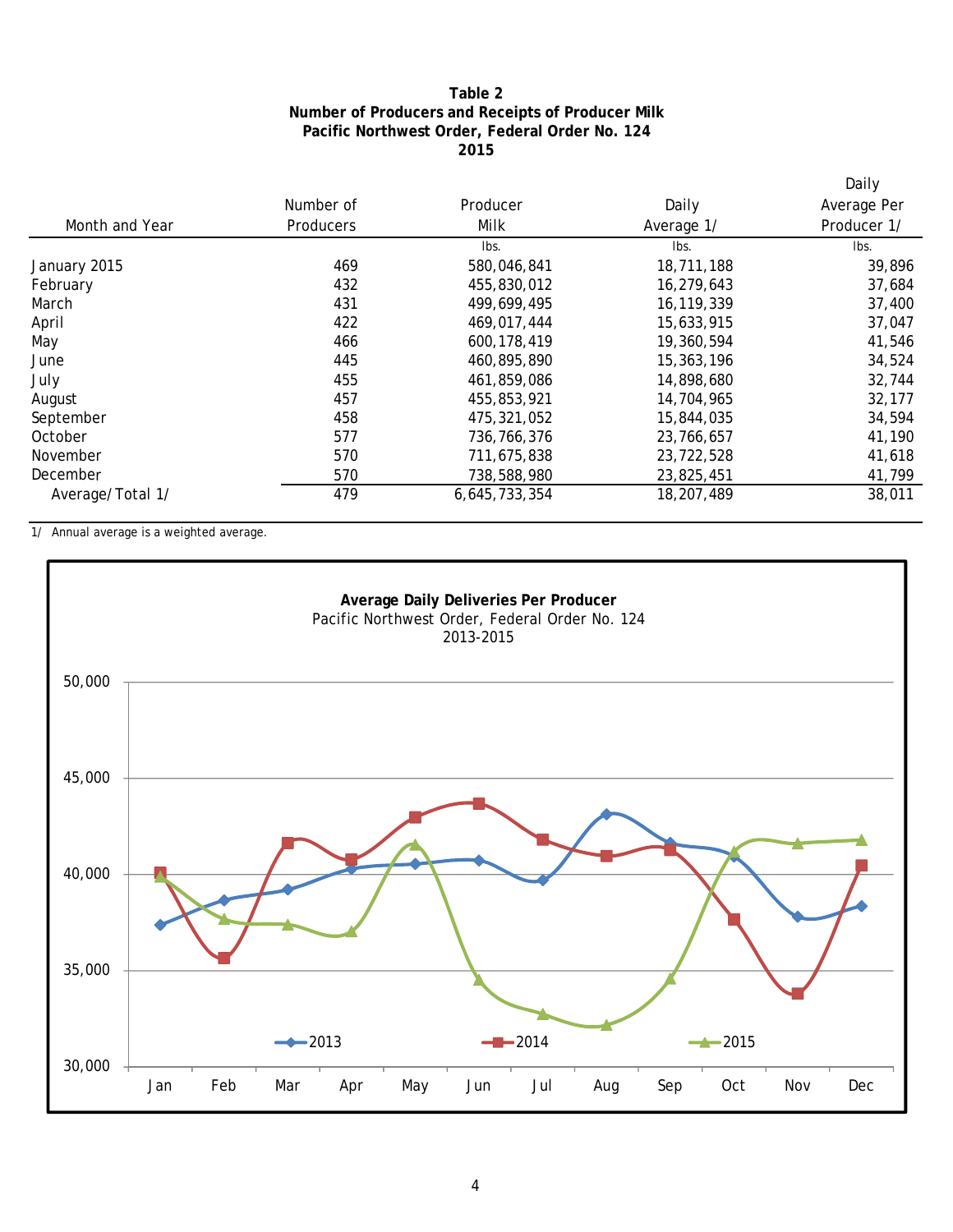**Table 2**
**Number of Producers and Receipts of Producer Milk**
**Pacific Northwest Order, Federal Order No. 124**
**2015**

| Month and Year | Number of Producers | Producer Milk | Daily Average 1/ | Daily Average Per Producer 1/ |
|---|---|---|---|---|
| | | lbs. | lbs. | lbs. |
| January 2015 | 469 | 580,046,841 | 18,711,188 | 39,896 |
| February | 432 | 455,830,012 | 16,279,643 | 37,684 |
| March | 431 | 499,699,495 | 16,119,339 | 37,400 |
| April | 422 | 469,017,444 | 15,633,915 | 37,047 |
| May | 466 | 600,178,419 | 19,360,594 | 41,546 |
| June | 445 | 460,895,890 | 15,363,196 | 34,524 |
| July | 455 | 461,859,086 | 14,898,680 | 32,744 |
| August | 457 | 455,853,921 | 14,704,965 | 32,177 |
| September | 458 | 475,321,052 | 15,844,035 | 34,594 |
| October | 577 | 736,766,376 | 23,766,657 | 41,190 |
| November | 570 | 711,675,838 | 23,722,528 | 41,618 |
| December | 570 | 738,588,980 | 23,825,451 | 41,799 |
| Average/Total 1/ | 479 | 6,645,733,354 | 18,207,489 | 38,011 |

1/ Annual average is a weighted average.

**Average Daily Deliveries Per Producer**
Pacific Northwest Order, Federal Order No. 124
2013-2015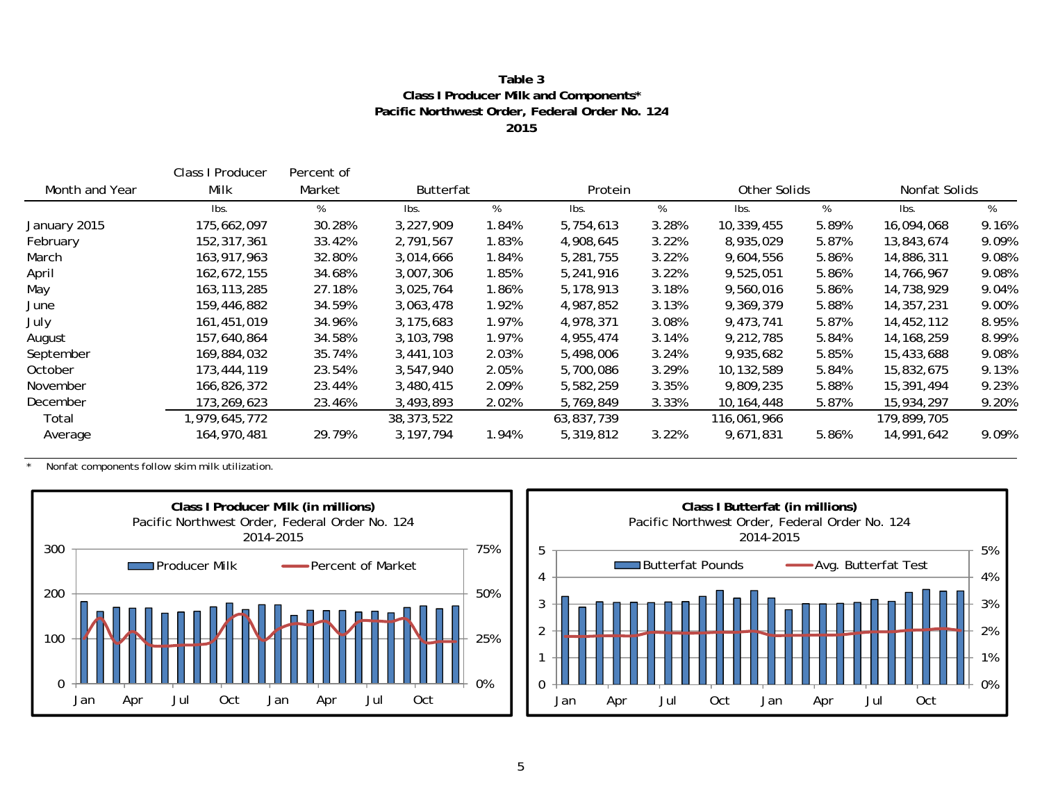**Table 3**
**Class I Producer Milk and Components***
**Pacific Northwest Order, Federal Order No. 124**
**2015**

| Month and Year | Class I Producer Milk | Percent of Market | Butterfat | | Protein | | Other Solids | | Nonfat Solids | |
|---|---|---|---|---|---|---|---|---|---|---|
| | lbs. | % | lbs. | % | lbs. | % | lbs. | % | lbs. | % |
| January 2015 | 175,662,097 | 30.28% | 3,227,909 | 1.84% | 5,754,613 | 3.28% | 10,339,455 | 5.89% | 16,094,068 | 9.16% |
| February | 152,317,361 | 33.42% | 2,791,567 | 1.83% | 4,908,645 | 3.22% | 8,935,029 | 5.87% | 13,843,674 | 9.09% |
| March | 163,917,963 | 32.80% | 3,014,666 | 1.84% | 5,281,755 | 3.22% | 9,604,556 | 5.86% | 14,886,311 | 9.08% |
| April | 162,672,155 | 34.68% | 3,007,306 | 1.85% | 5,241,916 | 3.22% | 9,525,051 | 5.86% | 14,766,967 | 9.08% |
| May | 163,113,285 | 27.18% | 3,025,764 | 1.86% | 5,178,913 | 3.18% | 9,560,016 | 5.86% | 14,738,929 | 9.04% |
| June | 159,446,882 | 34.59% | 3,063,478 | 1.92% | 4,987,852 | 3.13% | 9,369,379 | 5.88% | 14,357,231 | 9.00% |
| July | 161,451,019 | 34.96% | 3,175,683 | 1.97% | 4,978,371 | 3.08% | 9,473,741 | 5.87% | 14,452,112 | 8.95% |
| August | 157,640,864 | 34.58% | 3,103,798 | 1.97% | 4,955,474 | 3.14% | 9,212,785 | 5.84% | 14,168,259 | 8.99% |
| September | 169,884,032 | 35.74% | 3,441,103 | 2.03% | 5,498,006 | 3.24% | 9,935,682 | 5.85% | 15,433,688 | 9.08% |
| October | 173,444,119 | 23.54% | 3,547,940 | 2.05% | 5,700,086 | 3.29% | 10,132,589 | 5.84% | 15,832,675 | 9.13% |
| November | 166,826,372 | 23.44% | 3,480,415 | 2.09% | 5,582,259 | 3.35% | 9,809,235 | 5.88% | 15,391,494 | 9.23% |
| December | 173,269,623 | 23.46% | 3,493,893 | 2.02% | 5,769,849 | 3.33% | 10,164,448 | 5.87% | 15,934,297 | 9.20% |
| Total | 1,979,645,772 | | 38,373,522 | | 63,837,739 | | 116,061,966 | | 179,899,705 | |
| Average | 164,970,481 | 29.79% | 3,197,794 | 1.94% | 5,319,812 | 3.22% | 9,671,831 | 5.86% | 14,991,642 | 9.09% |

\* Nonfat components follow skim milk utilization.

**Class I Producer Milk (in millions)**
Pacific Northwest Order, Federal Order No. 124
2014-2015

**Class I Butterfat (in millions)**
Pacific Northwest Order, Federal Order No. 124
2014-2015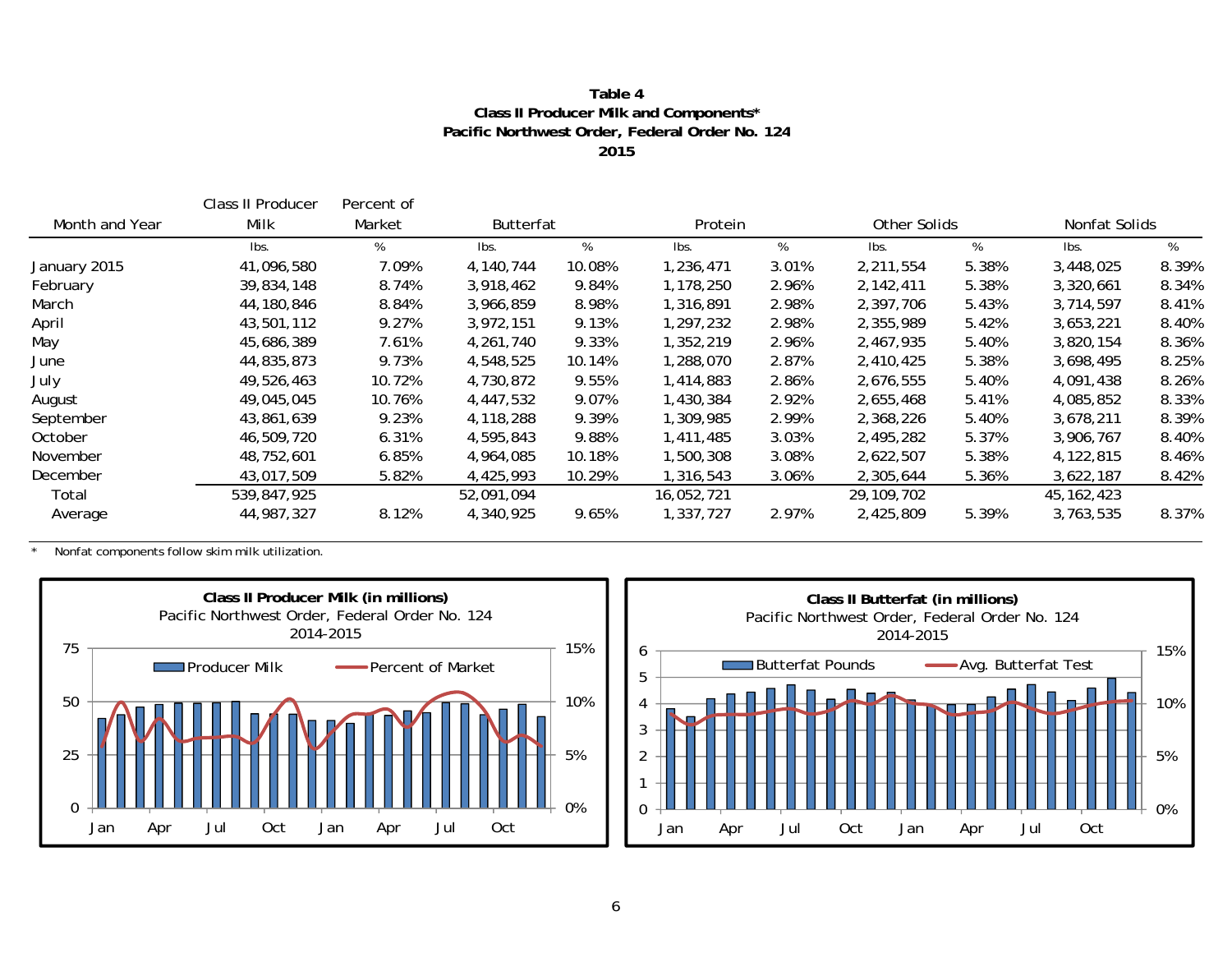**Table 4**
**Class II Producer Milk and Components***
**Pacific Northwest Order, Federal Order No. 124**
**2015**

| Month and Year | Class II Producer Milk | Percent of Market | Butterfat | | Protein | | Other Solids | | Nonfat Solids | |
|---|---|---|---|---|---|---|---|---|---|---|
| | lbs. | % | lbs. | % | lbs. | % | lbs. | % | lbs. | % |
| January 2015 | 41,096,580 | 7.09% | 4,140,744 | 10.08% | 1,236,471 | 3.01% | 2,211,554 | 5.38% | 3,448,025 | 8.39% |
| February | 39,834,148 | 8.74% | 3,918,462 | 9.84% | 1,178,250 | 2.96% | 2,142,411 | 5.38% | 3,320,661 | 8.34% |
| March | 44,180,846 | 8.84% | 3,966,859 | 8.98% | 1,316,891 | 2.98% | 2,397,706 | 5.43% | 3,714,597 | 8.41% |
| April | 43,501,112 | 9.27% | 3,972,151 | 9.13% | 1,297,232 | 2.98% | 2,355,989 | 5.42% | 3,653,221 | 8.40% |
| May | 45,686,389 | 7.61% | 4,261,740 | 9.33% | 1,352,219 | 2.96% | 2,467,935 | 5.40% | 3,820,154 | 8.36% |
| June | 44,835,873 | 9.73% | 4,548,525 | 10.14% | 1,288,070 | 2.87% | 2,410,425 | 5.38% | 3,698,495 | 8.25% |
| July | 49,526,463 | 10.72% | 4,730,872 | 9.55% | 1,414,883 | 2.86% | 2,676,555 | 5.40% | 4,091,438 | 8.26% |
| August | 49,045,045 | 10.76% | 4,447,532 | 9.07% | 1,430,384 | 2.92% | 2,655,468 | 5.41% | 4,085,852 | 8.33% |
| September | 43,861,639 | 9.23% | 4,118,288 | 9.39% | 1,309,985 | 2.99% | 2,368,226 | 5.40% | 3,678,211 | 8.39% |
| October | 46,509,720 | 6.31% | 4,595,843 | 9.88% | 1,411,485 | 3.03% | 2,495,282 | 5.37% | 3,906,767 | 8.40% |
| November | 48,752,601 | 6.85% | 4,964,085 | 10.18% | 1,500,308 | 3.08% | 2,622,507 | 5.38% | 4,122,815 | 8.46% |
| December | 43,017,509 | 5.82% | 4,425,993 | 10.29% | 1,316,543 | 3.06% | 2,305,644 | 5.36% | 3,622,187 | 8.42% |
| Total | 539,847,925 | | 52,091,094 | | 16,052,721 | | 29,109,702 | | 45,162,423 | |
| Average | 44,987,327 | 8.12% | 4,340,925 | 9.65% | 1,337,727 | 2.97% | 2,425,809 | 5.39% | 3,763,535 | 8.37% |

\* Nonfat components follow skim milk utilization.

**Class II Producer Milk (in millions)**
Pacific Northwest Order, Federal Order No. 124
2014-2015

**Class II Butterfat (in millions)**
Pacific Northwest Order, Federal Order No. 124
2014-2015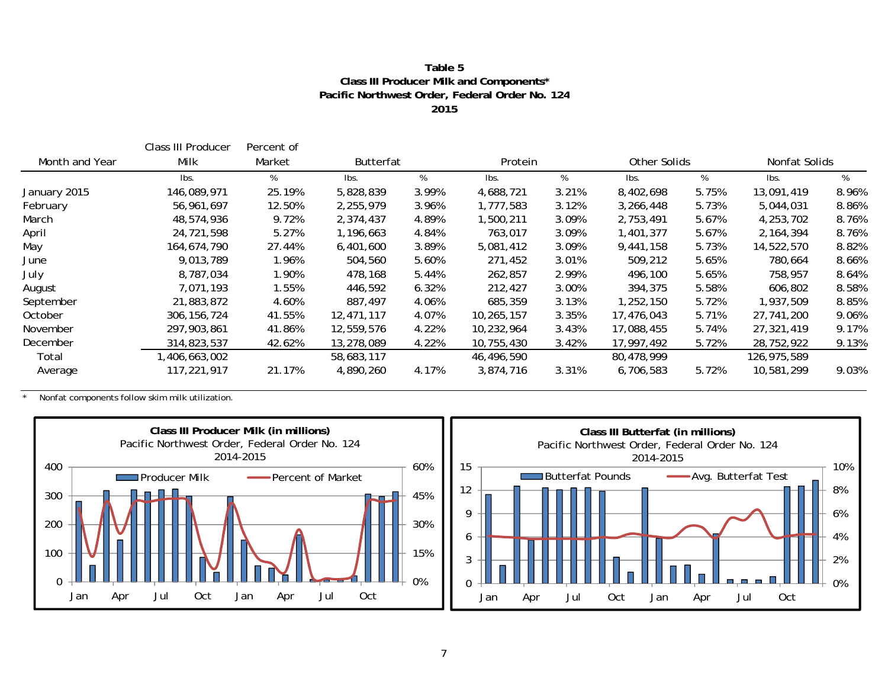**Table 5**
**Class III Producer Milk and Components***
**Pacific Northwest Order, Federal Order No. 124**
**2015**

| Month and Year | Class III Producer Milk | Percent of Market | Butterfat | | Protein | | Other Solids | | Nonfat Solids | |
|---|---|---|---|---|---|---|---|---|---|---|
| | lbs. | % | lbs. | % | lbs. | % | lbs. | % | lbs. | % |
| January 2015 | 146,089,971 | 25.19% | 5,828,839 | 3.99% | 4,688,721 | 3.21% | 8,402,698 | 5.75% | 13,091,419 | 8.96% |
| February | 56,961,697 | 12.50% | 2,255,979 | 3.96% | 1,777,583 | 3.12% | 3,266,448 | 5.73% | 5,044,031 | 8.86% |
| March | 48,574,936 | 9.72% | 2,374,437 | 4.89% | 1,500,211 | 3.09% | 2,753,491 | 5.67% | 4,253,702 | 8.76% |
| April | 24,721,598 | 5.27% | 1,196,663 | 4.84% | 763,017 | 3.09% | 1,401,377 | 5.67% | 2,164,394 | 8.76% |
| May | 164,674,790 | 27.44% | 6,401,600 | 3.89% | 5,081,412 | 3.09% | 9,441,158 | 5.73% | 14,522,570 | 8.82% |
| June | 9,013,789 | 1.96% | 504,560 | 5.60% | 271,452 | 3.01% | 509,212 | 5.65% | 780,664 | 8.66% |
| July | 8,787,034 | 1.90% | 478,168 | 5.44% | 262,857 | 2.99% | 496,100 | 5.65% | 758,957 | 8.64% |
| August | 7,071,193 | 1.55% | 446,592 | 6.32% | 212,427 | 3.00% | 394,375 | 5.58% | 606,802 | 8.58% |
| September | 21,883,872 | 4.60% | 887,497 | 4.06% | 685,359 | 3.13% | 1,252,150 | 5.72% | 1,937,509 | 8.85% |
| October | 306,156,724 | 41.55% | 12,471,117 | 4.07% | 10,265,157 | 3.35% | 17,476,043 | 5.71% | 27,741,200 | 9.06% |
| November | 297,903,861 | 41.86% | 12,559,576 | 4.22% | 10,232,964 | 3.43% | 17,088,455 | 5.74% | 27,321,419 | 9.17% |
| December | 314,823,537 | 42.62% | 13,278,089 | 4.22% | 10,755,430 | 3.42% | 17,997,492 | 5.72% | 28,752,922 | 9.13% |
| Total | 1,406,663,002 | | 58,683,117 | | 46,496,590 | | 80,478,999 | | 126,975,589 | |
| Average | 117,221,917 | 21.17% | 4,890,260 | 4.17% | 3,874,716 | 3.31% | 6,706,583 | 5.72% | 10,581,299 | 9.03% |

\* Nonfat components follow skim milk utilization.

**Class III Producer Milk (in millions)**
Pacific Northwest Order, Federal Order No. 124
2014-2015

**Class III Butterfat (in millions)**
Pacific Northwest Order, Federal Order No. 124
2014-2015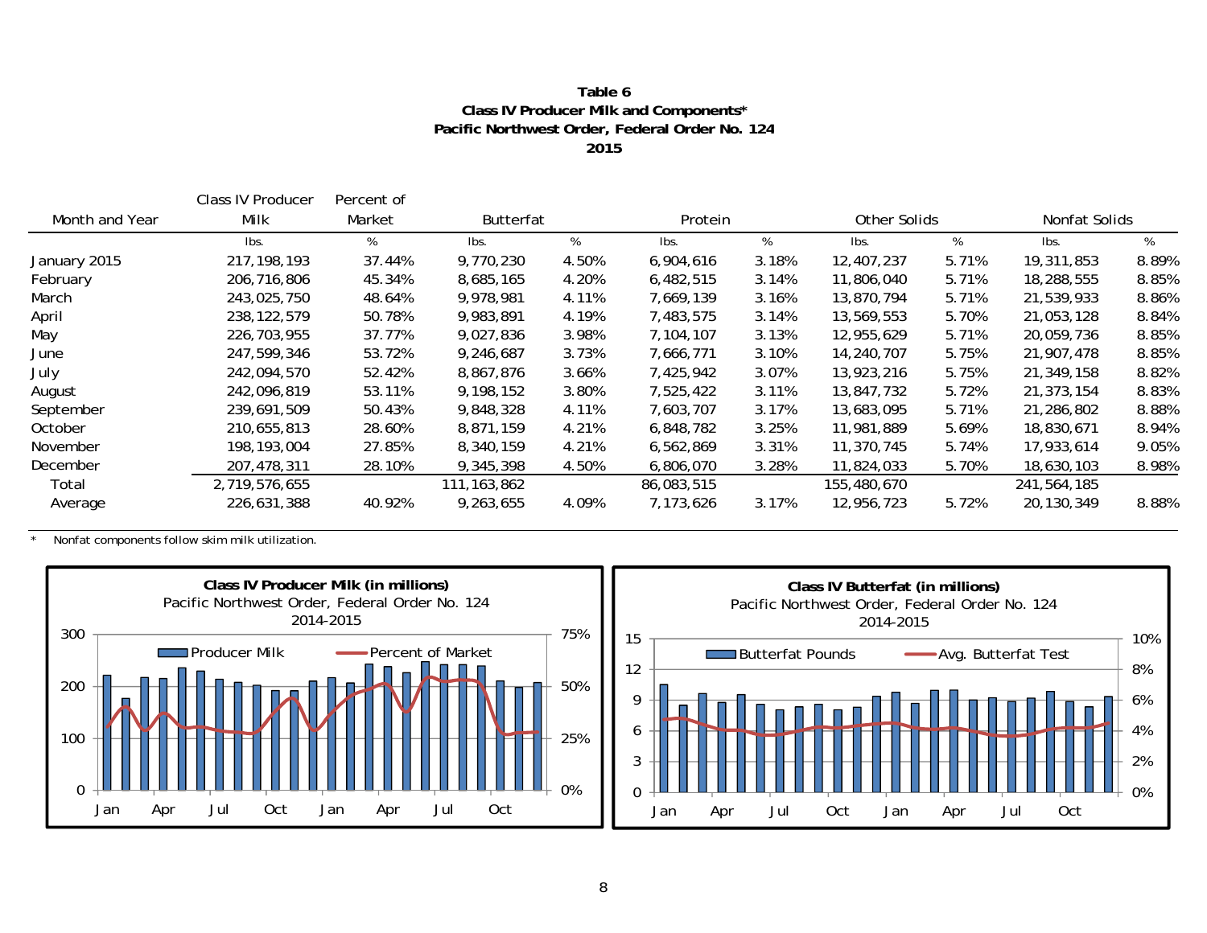**Table 6**
**Class IV Producer Milk and Components***
**Pacific Northwest Order, Federal Order No. 124**
**2015**

| Month and Year | Class IV Producer Milk | Percent of Market | Butterfat | | Protein | | Other Solids | | Nonfat Solids | |
|---|---|---|---|---|---|---|---|---|---|---|
| | lbs. | % | lbs. | % | lbs. | % | lbs. | % | lbs. | % |
| January 2015 | 217,198,193 | 37.44% | 9,770,230 | 4.50% | 6,904,616 | 3.18% | 12,407,237 | 5.71% | 19,311,853 | 8.89% |
| February | 206,716,806 | 45.34% | 8,685,165 | 4.20% | 6,482,515 | 3.14% | 11,806,040 | 5.71% | 18,288,555 | 8.85% |
| March | 243,025,750 | 48.64% | 9,978,981 | 4.11% | 7,669,139 | 3.16% | 13,870,794 | 5.71% | 21,539,933 | 8.86% |
| April | 238,122,579 | 50.78% | 9,983,891 | 4.19% | 7,483,575 | 3.14% | 13,569,553 | 5.70% | 21,053,128 | 8.84% |
| May | 226,703,955 | 37.77% | 9,027,836 | 3.98% | 7,104,107 | 3.13% | 12,955,629 | 5.71% | 20,059,736 | 8.85% |
| June | 247,599,346 | 53.72% | 9,246,687 | 3.73% | 7,666,771 | 3.10% | 14,240,707 | 5.75% | 21,907,478 | 8.85% |
| July | 242,094,570 | 52.42% | 8,867,876 | 3.66% | 7,425,942 | 3.07% | 13,923,216 | 5.75% | 21,349,158 | 8.82% |
| August | 242,096,819 | 53.11% | 9,198,152 | 3.80% | 7,525,422 | 3.11% | 13,847,732 | 5.72% | 21,373,154 | 8.83% |
| September | 239,691,509 | 50.43% | 9,848,328 | 4.11% | 7,603,707 | 3.17% | 13,683,095 | 5.71% | 21,286,802 | 8.88% |
| October | 210,655,813 | 28.60% | 8,871,159 | 4.21% | 6,848,782 | 3.25% | 11,981,889 | 5.69% | 18,830,671 | 8.94% |
| November | 198,193,004 | 27.85% | 8,340,159 | 4.21% | 6,562,869 | 3.31% | 11,370,745 | 5.74% | 17,933,614 | 9.05% |
| December | 207,478,311 | 28.10% | 9,345,398 | 4.50% | 6,806,070 | 3.28% | 11,824,033 | 5.70% | 18,630,103 | 8.98% |
| Total | 2,719,576,655 | | 111,163,862 | | 86,083,515 | | 155,480,670 | | 241,564,185 | |
| Average | 226,631,388 | 40.92% | 9,263,655 | 4.09% | 7,173,626 | 3.17% | 12,956,723 | 5.72% | 20,130,349 | 8.88% |

\* Nonfat components follow skim milk utilization.

**Class IV Producer Milk (in millions)**
Pacific Northwest Order, Federal Order No. 124
2014-2015

**Class IV Butterfat (in millions)**
Pacific Northwest Order, Federal Order No. 124
2014-2015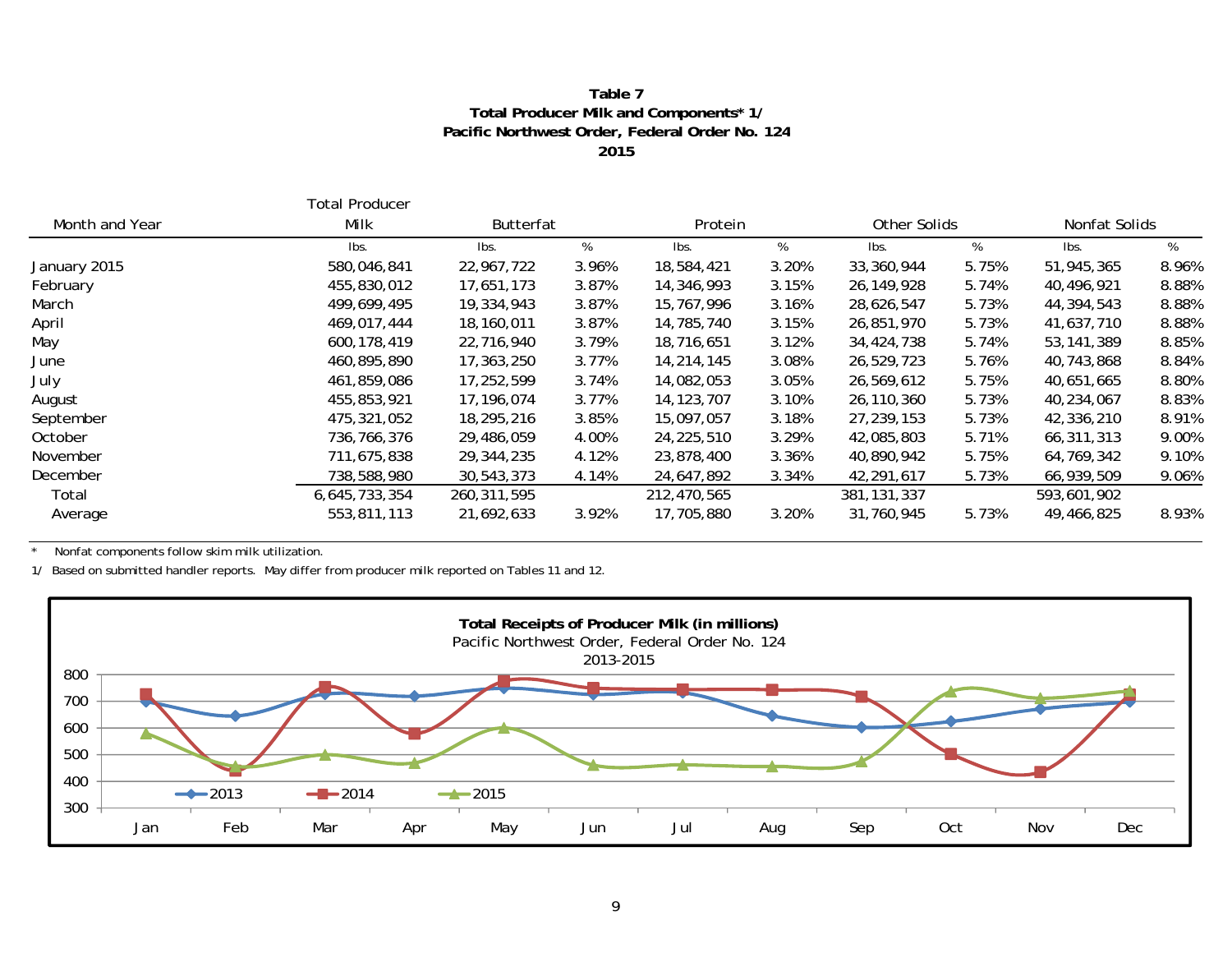**Table 7**
**Total Producer Milk and Components* 1/**
**Pacific Northwest Order, Federal Order No. 124**
**2015**

| Month and Year | Total Producer Milk | Butterfat | | Protein | | Other Solids | | Nonfat Solids | |
|---|---|---|---|---|---|---|---|---|---|
| | lbs. | lbs. | % | lbs. | % | lbs. | % | lbs. | % |
| January 2015 | 580,046,841 | 22,967,722 | 3.96% | 18,584,421 | 3.20% | 33,360,944 | 5.75% | 51,945,365 | 8.96% |
| February | 455,830,012 | 17,651,173 | 3.87% | 14,346,993 | 3.15% | 26,149,928 | 5.74% | 40,496,921 | 8.88% |
| March | 499,699,495 | 19,334,943 | 3.87% | 15,767,996 | 3.16% | 28,626,547 | 5.73% | 44,394,543 | 8.88% |
| April | 469,017,444 | 18,160,011 | 3.87% | 14,785,740 | 3.15% | 26,851,970 | 5.73% | 41,637,710 | 8.88% |
| May | 600,178,419 | 22,716,940 | 3.79% | 18,716,651 | 3.12% | 34,424,738 | 5.74% | 53,141,389 | 8.85% |
| June | 460,895,890 | 17,363,250 | 3.77% | 14,214,145 | 3.08% | 26,529,723 | 5.76% | 40,743,868 | 8.84% |
| July | 461,859,086 | 17,252,599 | 3.74% | 14,082,053 | 3.05% | 26,569,612 | 5.75% | 40,651,665 | 8.80% |
| August | 455,853,921 | 17,196,074 | 3.77% | 14,123,707 | 3.10% | 26,110,360 | 5.73% | 40,234,067 | 8.83% |
| September | 475,321,052 | 18,295,216 | 3.85% | 15,097,057 | 3.18% | 27,239,153 | 5.73% | 42,336,210 | 8.91% |
| October | 736,766,376 | 29,486,059 | 4.00% | 24,225,510 | 3.29% | 42,085,803 | 5.71% | 66,311,313 | 9.00% |
| November | 711,675,838 | 29,344,235 | 4.12% | 23,878,400 | 3.36% | 40,890,942 | 5.75% | 64,769,342 | 9.10% |
| December | 738,588,980 | 30,543,373 | 4.14% | 24,647,892 | 3.34% | 42,291,617 | 5.73% | 66,939,509 | 9.06% |
| Total | 6,645,733,354 | 260,311,595 | | 212,470,565 | | 381,131,337 | | 593,601,902 | |
| Average | 553,811,113 | 21,692,633 | 3.92% | 17,705,880 | 3.20% | 31,760,945 | 5.73% | 49,466,825 | 8.93% |

\* Nonfat components follow skim milk utilization.

1/ Based on submitted handler reports. May differ from producer milk reported on Tables 11 and 12.

**Total Receipts of Producer Milk (in millions)**
Pacific Northwest Order, Federal Order No. 124
2013-2015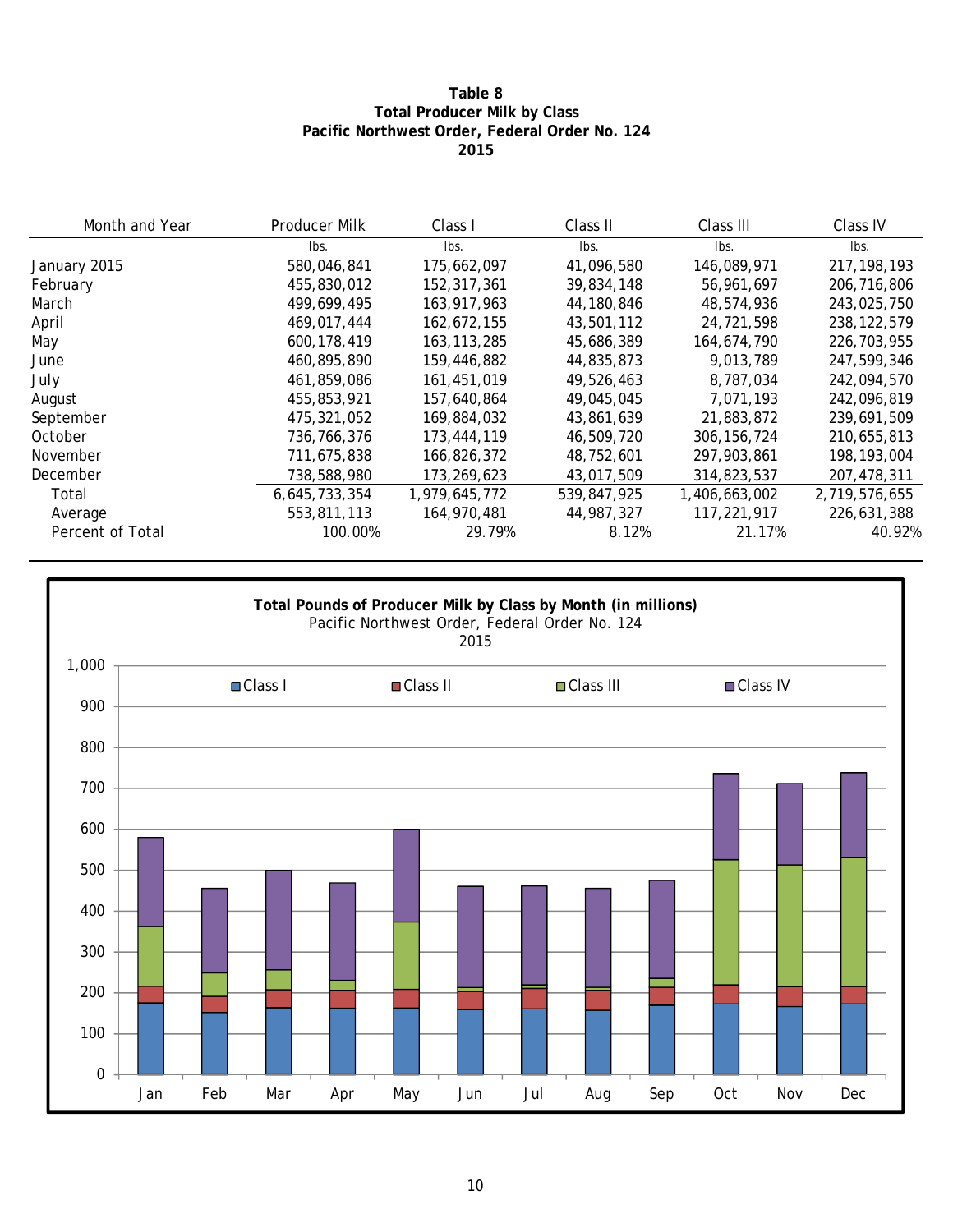**Table 8**
**Total Producer Milk by Class**
**Pacific Northwest Order, Federal Order No. 124**
**2015**

| Month and Year | Producer Milk | Class I | Class II | Class III | Class IV |
|---|---|---|---|---|---|
| | lbs. | lbs. | lbs. | lbs. | lbs. |
| January 2015 | 580,046,841 | 175,662,097 | 41,096,580 | 146,089,971 | 217,198,193 |
| February | 455,830,012 | 152,317,361 | 39,834,148 | 56,961,697 | 206,716,806 |
| March | 499,699,495 | 163,917,963 | 44,180,846 | 48,574,936 | 243,025,750 |
| April | 469,017,444 | 162,672,155 | 43,501,112 | 24,721,598 | 238,122,579 |
| May | 600,178,419 | 163,113,285 | 45,686,389 | 164,674,790 | 226,703,955 |
| June | 460,895,890 | 159,446,882 | 44,835,873 | 9,013,789 | 247,599,346 |
| July | 461,859,086 | 161,451,019 | 49,526,463 | 8,787,034 | 242,094,570 |
| August | 455,853,921 | 157,640,864 | 49,045,045 | 7,071,193 | 242,096,819 |
| September | 475,321,052 | 169,884,032 | 43,861,639 | 21,883,872 | 239,691,509 |
| October | 736,766,376 | 173,444,119 | 46,509,720 | 306,156,724 | 210,655,813 |
| November | 711,675,838 | 166,826,372 | 48,752,601 | 297,903,861 | 198,193,004 |
| December | 738,588,980 | 173,269,623 | 43,017,509 | 314,823,537 | 207,478,311 |
| Total | 6,645,733,354 | 1,979,645,772 | 539,847,925 | 1,406,663,002 | 2,719,576,655 |
| Average | 553,811,113 | 164,970,481 | 44,987,327 | 117,221,917 | 226,631,388 |
| Percent of Total | 100.00% | 29.79% | 8.12% | 21.17% | 40.92% |

**Total Pounds of Producer Milk by Class by Month (in millions)**
Pacific Northwest Order, Federal Order No. 124
2015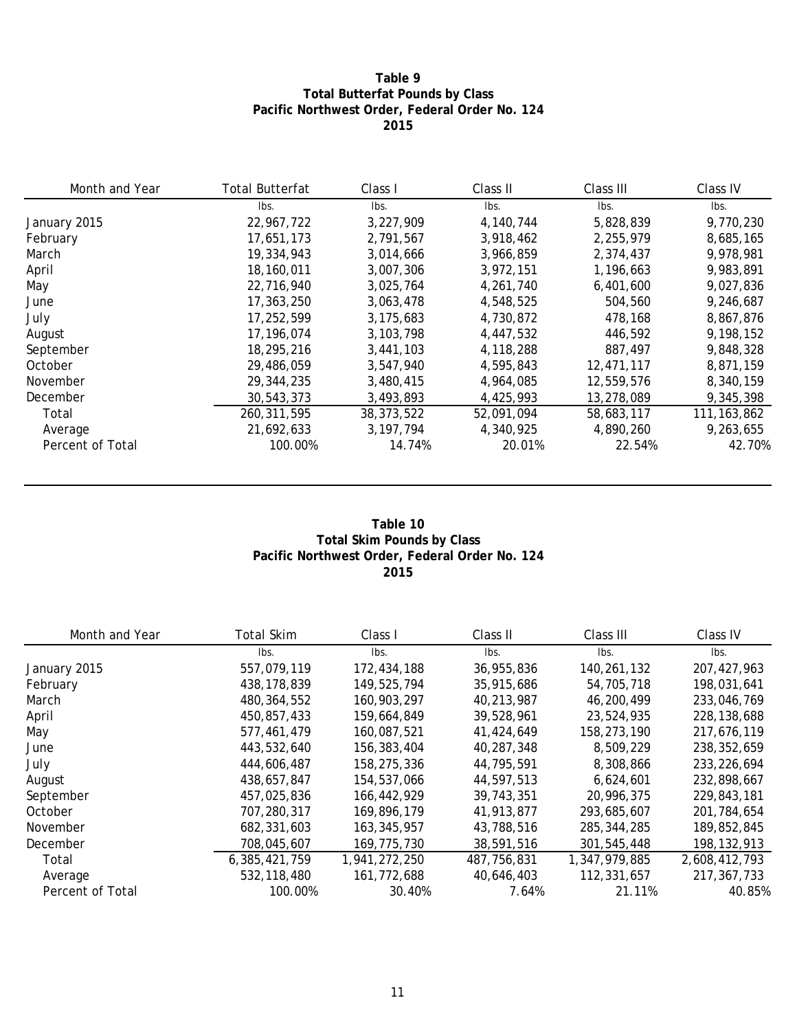**Table 9**
**Total Butterfat Pounds by Class**
**Pacific Northwest Order, Federal Order No. 124**
**2015**

| Month and Year | Total Butterfat | Class I | Class II | Class III | Class IV |
|---|---|---|---|---|---|
| | lbs. | lbs. | lbs. | lbs. | lbs. |
| January 2015 | 22,967,722 | 3,227,909 | 4,140,744 | 5,828,839 | 9,770,230 |
| February | 17,651,173 | 2,791,567 | 3,918,462 | 2,255,979 | 8,685,165 |
| March | 19,334,943 | 3,014,666 | 3,966,859 | 2,374,437 | 9,978,981 |
| April | 18,160,011 | 3,007,306 | 3,972,151 | 1,196,663 | 9,983,891 |
| May | 22,716,940 | 3,025,764 | 4,261,740 | 6,401,600 | 9,027,836 |
| June | 17,363,250 | 3,063,478 | 4,548,525 | 504,560 | 9,246,687 |
| July | 17,252,599 | 3,175,683 | 4,730,872 | 478,168 | 8,867,876 |
| August | 17,196,074 | 3,103,798 | 4,447,532 | 446,592 | 9,198,152 |
| September | 18,295,216 | 3,441,103 | 4,118,288 | 887,497 | 9,848,328 |
| October | 29,486,059 | 3,547,940 | 4,595,843 | 12,471,117 | 8,871,159 |
| November | 29,344,235 | 3,480,415 | 4,964,085 | 12,559,576 | 8,340,159 |
| December | 30,543,373 | 3,493,893 | 4,425,993 | 13,278,089 | 9,345,398 |
| Total | 260,311,595 | 38,373,522 | 52,091,094 | 58,683,117 | 111,163,862 |
| Average | 21,692,633 | 3,197,794 | 4,340,925 | 4,890,260 | 9,263,655 |
| Percent of Total | 100.00% | 14.74% | 20.01% | 22.54% | 42.70% |

**Table 10**
**Total Skim Pounds by Class**
**Pacific Northwest Order, Federal Order No. 124**
**2015**

| Month and Year | Total Skim | Class I | Class II | Class III | Class IV |
|---|---|---|---|---|---|
| | lbs. | lbs. | lbs. | lbs. | lbs. |
| January 2015 | 557,079,119 | 172,434,188 | 36,955,836 | 140,261,132 | 207,427,963 |
| February | 438,178,839 | 149,525,794 | 35,915,686 | 54,705,718 | 198,031,641 |
| March | 480,364,552 | 160,903,297 | 40,213,987 | 46,200,499 | 233,046,769 |
| April | 450,857,433 | 159,664,849 | 39,528,961 | 23,524,935 | 228,138,688 |
| May | 577,461,479 | 160,087,521 | 41,424,649 | 158,273,190 | 217,676,119 |
| June | 443,532,640 | 156,383,404 | 40,287,348 | 8,509,229 | 238,352,659 |
| July | 444,606,487 | 158,275,336 | 44,795,591 | 8,308,866 | 233,226,694 |
| August | 438,657,847 | 154,537,066 | 44,597,513 | 6,624,601 | 232,898,667 |
| September | 457,025,836 | 166,442,929 | 39,743,351 | 20,996,375 | 229,843,181 |
| October | 707,280,317 | 169,896,179 | 41,913,877 | 293,685,607 | 201,784,654 |
| November | 682,331,603 | 163,345,957 | 43,788,516 | 285,344,285 | 189,852,845 |
| December | 708,045,607 | 169,775,730 | 38,591,516 | 301,545,448 | 198,132,913 |
| Total | 6,385,421,759 | 1,941,272,250 | 487,756,831 | 1,347,979,885 | 2,608,412,793 |
| Average | 532,118,480 | 161,772,688 | 40,646,403 | 112,331,657 | 217,367,733 |
| Percent of Total | 100.00% | 30.40% | 7.64% | 21.11% | 40.85% |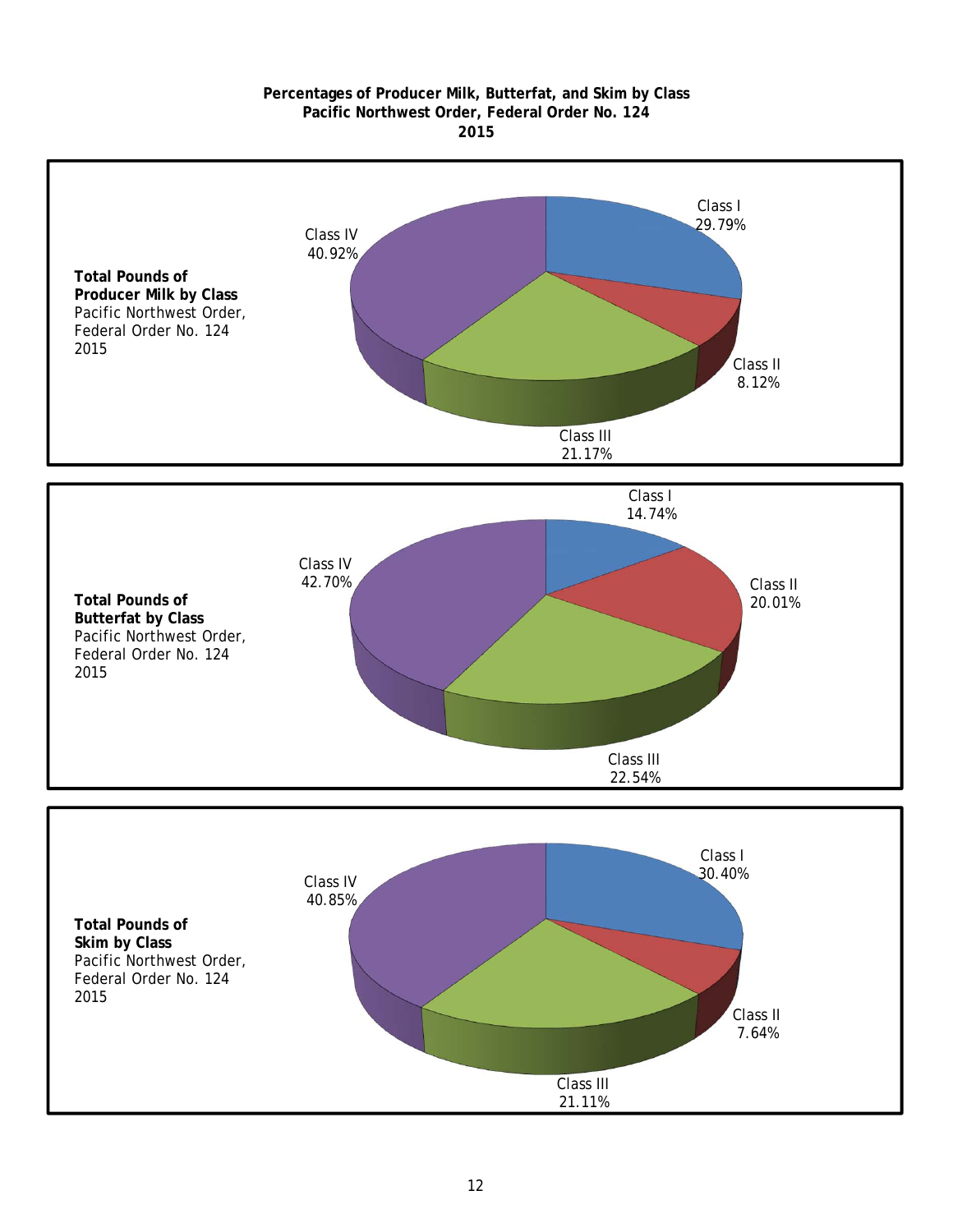**Percentages of Producer Milk, Butterfat, and Skim by Class**
**Pacific Northwest Order, Federal Order No. 124**
**2015**

**Total Pounds of Producer Milk by Class**
Pacific Northwest Order,
Federal Order No. 124
2015

| Class | Percentage |
|---|---|
| Class I | 29.79% |
| Class II | 8.12% |
| Class III | 21.17% |
| Class IV | 40.92% |

**Total Pounds of Butterfat by Class**
Pacific Northwest Order,
Federal Order No. 124
2015

| Class | Percentage |
|---|---|
| Class I | 14.74% |
| Class II | 20.01% |
| Class III | 22.54% |
| Class IV | 42.70% |

**Total Pounds of Skim by Class**
Pacific Northwest Order,
Federal Order No. 124
2015

| Class | Percentage |
|---|---|
| Class I | 30.40% |
| Class II | 7.64% |
| Class III | 21.11% |
| Class IV | 40.85% |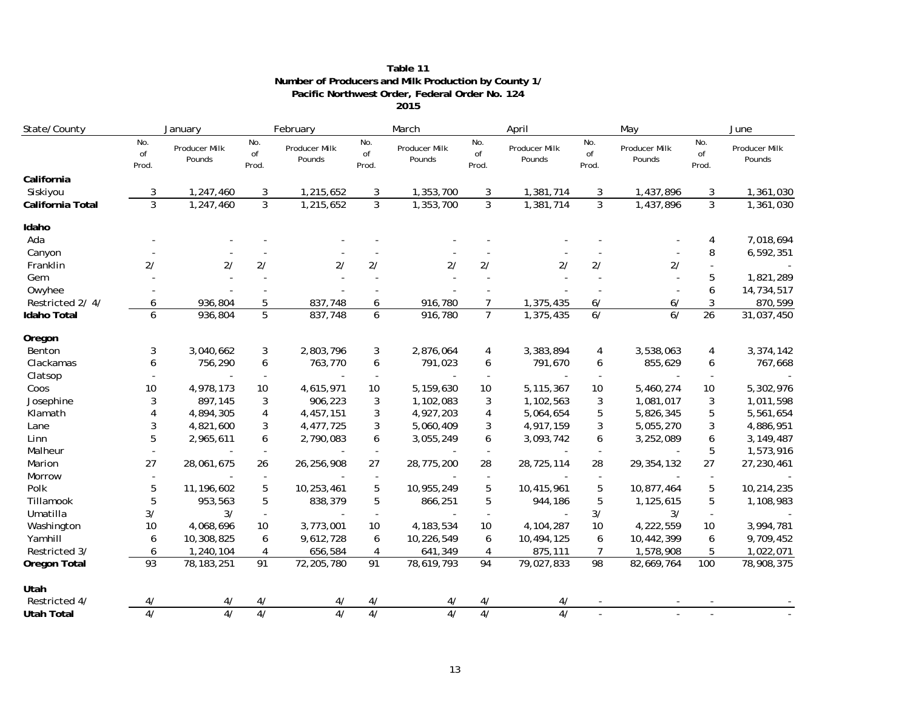**Table 11**
**Number of Producers and Milk Production by County 1/**
**Pacific Northwest Order, Federal Order No. 124**
**2015**

| State/County | January | | February | | March | | April | | May | | June | |
|---|---|---|---|---|---|---|---|---|---|---|---|---|
| | No. of Prod. | Producer Milk Pounds | No. of Prod. | Producer Milk Pounds | No. of Prod. | Producer Milk Pounds | No. of Prod. | Producer Milk Pounds | No. of Prod. | Producer Milk Pounds | No. of Prod. | Producer Milk Pounds |
| **California** | | | | | | | | | | | | |
| Siskiyou | 3 | 1,247,460 | 3 | 1,215,652 | 3 | 1,353,700 | 3 | 1,381,714 | 3 | 1,437,896 | 3 | 1,361,030 |
| **California Total** | 3 | 1,247,460 | 3 | 1,215,652 | 3 | 1,353,700 | 3 | 1,381,714 | 3 | 1,437,896 | 3 | 1,361,030 |
| **Idaho** | | | | | | | | | | | | |
| Ada | - | - | - | - | - | - | - | - | - | - | 4 | 7,018,694 |
| Canyon | - | - | - | - | - | - | - | - | - | - | 8 | 6,592,351 |
| Franklin | 2/ | 2/ | 2/ | 2/ | 2/ | 2/ | 2/ | 2/ | 2/ | 2/ | - | - |
| Gem | - | - | - | - | - | - | - | - | - | - | 5 | 1,821,289 |
| Owyhee | - | - | - | - | - | - | - | - | - | - | 6 | 14,734,517 |
| Restricted 2/ 4/ | 6 | 936,804 | 5 | 837,748 | 6 | 916,780 | 7 | 1,375,435 | 6/ | 6/ | 3 | 870,599 |
| **Idaho Total** | 6 | 936,804 | 5 | 837,748 | 6 | 916,780 | 7 | 1,375,435 | 6/ | 6/ | 26 | 31,037,450 |
| **Oregon** | | | | | | | | | | | | |
| Benton | 3 | 3,040,662 | 3 | 2,803,796 | 3 | 2,876,064 | 4 | 3,383,894 | 4 | 3,538,063 | 4 | 3,374,142 |
| Clackamas | 6 | 756,290 | 6 | 763,770 | 6 | 791,023 | 6 | 791,670 | 6 | 855,629 | 6 | 767,668 |
| Clatsop | - | - | - | - | - | - | - | - | - | - | - | - |
| Coos | 10 | 4,978,173 | 10 | 4,615,971 | 10 | 5,159,630 | 10 | 5,115,367 | 10 | 5,460,274 | 10 | 5,302,976 |
| Josephine | 3 | 897,145 | 3 | 906,223 | 3 | 1,102,083 | 3 | 1,102,563 | 3 | 1,081,017 | 3 | 1,011,598 |
| Klamath | 4 | 4,894,305 | 4 | 4,457,151 | 3 | 4,927,203 | 4 | 5,064,654 | 5 | 5,826,345 | 5 | 5,561,654 |
| Lane | 3 | 4,821,600 | 3 | 4,477,725 | 3 | 5,060,409 | 3 | 4,917,159 | 3 | 5,055,270 | 3 | 4,886,951 |
| Linn | 5 | 2,965,611 | 6 | 2,790,083 | 6 | 3,055,249 | 6 | 3,093,742 | 6 | 3,252,089 | 6 | 3,149,487 |
| Malheur | - | - | - | - | - | - | - | - | - | - | 5 | 1,573,916 |
| Marion | 27 | 28,061,675 | 26 | 26,256,908 | 27 | 28,775,200 | 28 | 28,725,114 | 28 | 29,354,132 | 27 | 27,230,461 |
| Morrow | - | - | - | - | - | - | - | - | - | - | - | - |
| Polk | 5 | 11,196,602 | 5 | 10,253,461 | 5 | 10,955,249 | 5 | 10,415,961 | 5 | 10,877,464 | 5 | 10,214,235 |
| Tillamook | 5 | 953,563 | 5 | 838,379 | 5 | 866,251 | 5 | 944,186 | 5 | 1,125,615 | 5 | 1,108,983 |
| Umatilla | 3/ | 3/ | - | - | - | - | - | - | 3/ | 3/ | - | - |
| Washington | 10 | 4,068,696 | 10 | 3,773,001 | 10 | 4,183,534 | 10 | 4,104,287 | 10 | 4,222,559 | 10 | 3,994,781 |
| Yamhill | 6 | 10,308,825 | 6 | 9,612,728 | 6 | 10,226,549 | 6 | 10,494,125 | 6 | 10,442,399 | 6 | 9,709,452 |
| Restricted 3/ | 6 | 1,240,104 | 4 | 656,584 | 4 | 641,349 | 4 | 875,111 | 7 | 1,578,908 | 5 | 1,022,071 |
| **Oregon Total** | 93 | 78,183,251 | 91 | 72,205,780 | 91 | 78,619,793 | 94 | 79,027,833 | 98 | 82,669,764 | 100 | 78,908,375 |
| **Utah** | | | | | | | | | | | | |
| Restricted 4/ | 4/ | 4/ | 4/ | 4/ | 4/ | 4/ | 4/ | 4/ | - | - | - | - |
| **Utah Total** | 4/ | 4/ | 4/ | 4/ | 4/ | 4/ | 4/ | 4/ | - | - | - | - |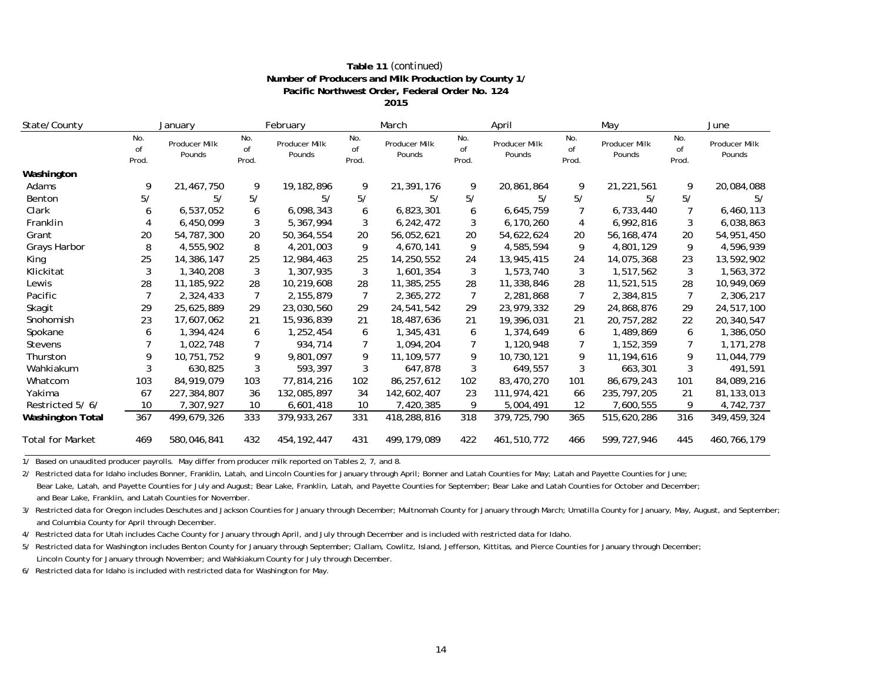**Table 11** *(continued)*
**Number of Producers and Milk Production by County 1/**
**Pacific Northwest Order, Federal Order No. 124**
**2015**

| State/County | January | | February | | March | | April | | May | | June | |
|---|---|---|---|---|---|---|---|---|---|---|---|---|
| | No. of Prod. | Producer Milk Pounds | No. of Prod. | Producer Milk Pounds | No. of Prod. | Producer Milk Pounds | No. of Prod. | Producer Milk Pounds | No. of Prod. | Producer Milk Pounds | No. of Prod. | Producer Milk Pounds |
| **Washington** | | | | | | | | | | | | |
| Adams | 9 | 21,467,750 | 9 | 19,182,896 | 9 | 21,391,176 | 9 | 20,861,864 | 9 | 21,221,561 | 9 | 20,084,088 |
| Benton | 5/ | 5/ | 5/ | 5/ | 5/ | 5/ | 5/ | 5/ | 5/ | 5/ | 5/ | 5/ |
| Clark | 6 | 6,537,052 | 6 | 6,098,343 | 6 | 6,823,301 | 6 | 6,645,759 | 7 | 6,733,440 | 7 | 6,460,113 |
| Franklin | 4 | 6,450,099 | 3 | 5,367,994 | 3 | 6,242,472 | 3 | 6,170,260 | 4 | 6,992,816 | 3 | 6,038,863 |
| Grant | 20 | 54,787,300 | 20 | 50,364,554 | 20 | 56,052,621 | 20 | 54,622,624 | 20 | 56,168,474 | 20 | 54,951,450 |
| Grays Harbor | 8 | 4,555,902 | 8 | 4,201,003 | 9 | 4,670,141 | 9 | 4,585,594 | 9 | 4,801,129 | 9 | 4,596,939 |
| King | 25 | 14,386,147 | 25 | 12,984,463 | 25 | 14,250,552 | 24 | 13,945,415 | 24 | 14,075,368 | 23 | 13,592,902 |
| Klickitat | 3 | 1,340,208 | 3 | 1,307,935 | 3 | 1,601,354 | 3 | 1,573,740 | 3 | 1,517,562 | 3 | 1,563,372 |
| Lewis | 28 | 11,185,922 | 28 | 10,219,608 | 28 | 11,385,255 | 28 | 11,338,846 | 28 | 11,521,515 | 28 | 10,949,069 |
| Pacific | 7 | 2,324,433 | 7 | 2,155,879 | 7 | 2,365,272 | 7 | 2,281,868 | 7 | 2,384,815 | 7 | 2,306,217 |
| Skagit | 29 | 25,625,889 | 29 | 23,030,560 | 29 | 24,541,542 | 29 | 23,979,332 | 29 | 24,868,876 | 29 | 24,517,100 |
| Snohomish | 23 | 17,607,062 | 21 | 15,936,839 | 21 | 18,487,636 | 21 | 19,396,031 | 21 | 20,757,282 | 22 | 20,340,547 |
| Spokane | 6 | 1,394,424 | 6 | 1,252,454 | 6 | 1,345,431 | 6 | 1,374,649 | 6 | 1,489,869 | 6 | 1,386,050 |
| Stevens | 7 | 1,022,748 | 7 | 934,714 | 7 | 1,094,204 | 7 | 1,120,948 | 7 | 1,152,359 | 7 | 1,171,278 |
| Thurston | 9 | 10,751,752 | 9 | 9,801,097 | 9 | 11,109,577 | 9 | 10,730,121 | 9 | 11,194,616 | 9 | 11,044,779 |
| Wahkiakum | 3 | 630,825 | 3 | 593,397 | 3 | 647,878 | 3 | 649,557 | 3 | 663,301 | 3 | 491,591 |
| Whatcom | 103 | 84,919,079 | 103 | 77,814,216 | 102 | 86,257,612 | 102 | 83,470,270 | 101 | 86,679,243 | 101 | 84,089,216 |
| Yakima | 67 | 227,384,807 | 36 | 132,085,897 | 34 | 142,602,407 | 23 | 111,974,421 | 66 | 235,797,205 | 21 | 81,133,013 |
| Restricted 5/ 6/ | 10 | 7,307,927 | 10 | 6,601,418 | 10 | 7,420,385 | 9 | 5,004,491 | 12 | 7,600,555 | 9 | 4,742,737 |
| **Washington Total** | 367 | 499,679,326 | 333 | 379,933,267 | 331 | 418,288,816 | 318 | 379,725,790 | 365 | 515,620,286 | 316 | 349,459,324 |
| Total for Market | 469 | 580,046,841 | 432 | 454,192,447 | 431 | 499,179,089 | 422 | 461,510,772 | 466 | 599,727,946 | 445 | 460,766,179 |

1/ Based on unaudited producer payrolls. May differ from producer milk reported on Tables 2, 7, and 8.

2/ Restricted data for Idaho includes Bonner, Franklin, Latah, and Lincoln Counties for January through April; Bonner and Latah Counties for May; Latah and Payette Counties for June; Bear Lake, Latah, and Payette Counties for July and August; Bear Lake, Franklin, Latah, and Payette Counties for September; Bear Lake and Latah Counties for October and December; and Bear Lake, Franklin, and Latah Counties for November.

3/ Restricted data for Oregon includes Deschutes and Jackson Counties for January through December; Multnomah County for January through March; Umatilla County for January, May, August, and September; and Columbia County for April through December.

4/ Restricted data for Utah includes Cache County for January through April, and July through December and is included with restricted data for Idaho.

5/ Restricted data for Washington includes Benton County for January through September; Clallam, Cowlitz, Island, Jefferson, Kittitas, and Pierce Counties for January through December; Lincoln County for January through November; and Wahkiakum County for July through December.

6/ Restricted data for Idaho is included with restricted data for Washington for May.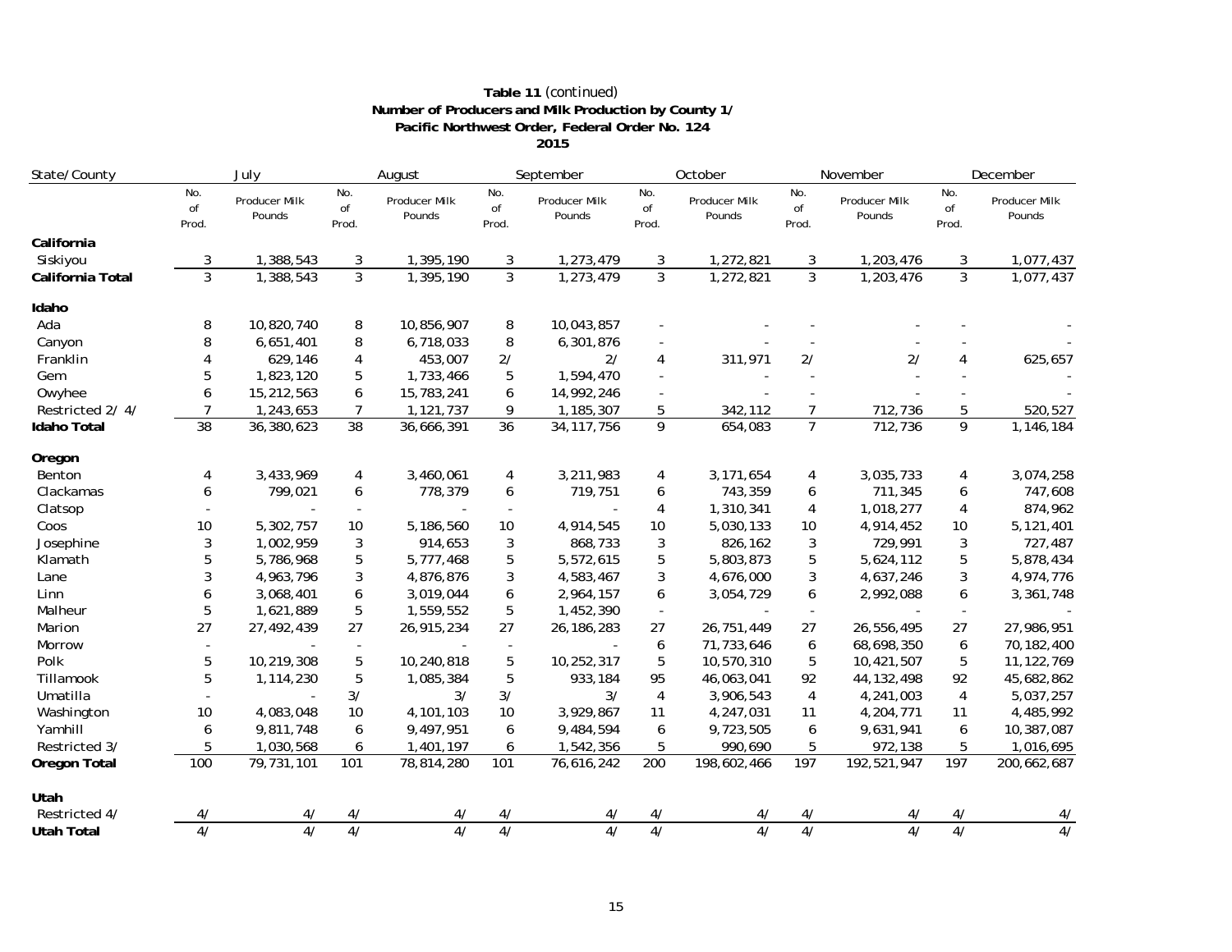**Table 11** *(continued)*
**Number of Producers and Milk Production by County 1/**
**Pacific Northwest Order, Federal Order No. 124**
**2015**

| State/County | July | | August | | September | | October | | November | | December | |
|---|---|---|---|---|---|---|---|---|---|---|---|---|
| | No. of Prod. | Producer Milk Pounds | No. of Prod. | Producer Milk Pounds | No. of Prod. | Producer Milk Pounds | No. of Prod. | Producer Milk Pounds | No. of Prod. | Producer Milk Pounds | No. of Prod. | Producer Milk Pounds |
| **California** | | | | | | | | | | | | |
| Siskiyou | 3 | 1,388,543 | 3 | 1,395,190 | 3 | 1,273,479 | 3 | 1,272,821 | 3 | 1,203,476 | 3 | 1,077,437 |
| **California Total** | 3 | 1,388,543 | 3 | 1,395,190 | 3 | 1,273,479 | 3 | 1,272,821 | 3 | 1,203,476 | 3 | 1,077,437 |
| **Idaho** | | | | | | | | | | | | |
| Ada | 8 | 10,820,740 | 8 | 10,856,907 | 8 | 10,043,857 | - | - | - | - | - | - |
| Canyon | 8 | 6,651,401 | 8 | 6,718,033 | 8 | 6,301,876 | - | - | - | - | - | - |
| Franklin | 4 | 629,146 | 4 | 453,007 | 2/ | 2/ | 4 | 311,971 | 2/ | 2/ | 4 | 625,657 |
| Gem | 5 | 1,823,120 | 5 | 1,733,466 | 5 | 1,594,470 | - | - | - | - | - | - |
| Owyhee | 6 | 15,212,563 | 6 | 15,783,241 | 6 | 14,992,246 | - | - | - | - | - | - |
| Restricted 2/ 4/ | 7 | 1,243,653 | 7 | 1,121,737 | 9 | 1,185,307 | 5 | 342,112 | 7 | 712,736 | 5 | 520,527 |
| **Idaho Total** | 38 | 36,380,623 | 38 | 36,666,391 | 36 | 34,117,756 | 9 | 654,083 | 7 | 712,736 | 9 | 1,146,184 |
| **Oregon** | | | | | | | | | | | | |
| Benton | 4 | 3,433,969 | 4 | 3,460,061 | 4 | 3,211,983 | 4 | 3,171,654 | 4 | 3,035,733 | 4 | 3,074,258 |
| Clackamas | 6 | 799,021 | 6 | 778,379 | 6 | 719,751 | 6 | 743,359 | 6 | 711,345 | 6 | 747,608 |
| Clatsop | - | - | - | - | - | - | 4 | 1,310,341 | 4 | 1,018,277 | 4 | 874,962 |
| Coos | 10 | 5,302,757 | 10 | 5,186,560 | 10 | 4,914,545 | 10 | 5,030,133 | 10 | 4,914,452 | 10 | 5,121,401 |
| Josephine | 3 | 1,002,959 | 3 | 914,653 | 3 | 868,733 | 3 | 826,162 | 3 | 729,991 | 3 | 727,487 |
| Klamath | 5 | 5,786,968 | 5 | 5,777,468 | 5 | 5,572,615 | 5 | 5,803,873 | 5 | 5,624,112 | 5 | 5,878,434 |
| Lane | 3 | 4,963,796 | 3 | 4,876,876 | 3 | 4,583,467 | 3 | 4,676,000 | 3 | 4,637,246 | 3 | 4,974,776 |
| Linn | 6 | 3,068,401 | 6 | 3,019,044 | 6 | 2,964,157 | 6 | 3,054,729 | 6 | 2,992,088 | 6 | 3,361,748 |
| Malheur | 5 | 1,621,889 | 5 | 1,559,552 | 5 | 1,452,390 | - | - | - | - | - | - |
| Marion | 27 | 27,492,439 | 27 | 26,915,234 | 27 | 26,186,283 | 27 | 26,751,449 | 27 | 26,556,495 | 27 | 27,986,951 |
| Morrow | - | - | - | - | - | - | 6 | 71,733,646 | 6 | 68,698,350 | 6 | 70,182,400 |
| Polk | 5 | 10,219,308 | 5 | 10,240,818 | 5 | 10,252,317 | 5 | 10,570,310 | 5 | 10,421,507 | 5 | 11,122,769 |
| Tillamook | 5 | 1,114,230 | 5 | 1,085,384 | 5 | 933,184 | 95 | 46,063,041 | 92 | 44,132,498 | 92 | 45,682,862 |
| Umatilla | - | - | 3/ | 3/ | 3/ | 3/ | 4 | 3,906,543 | 4 | 4,241,003 | 4 | 5,037,257 |
| Washington | 10 | 4,083,048 | 10 | 4,101,103 | 10 | 3,929,867 | 11 | 4,247,031 | 11 | 4,204,771 | 11 | 4,485,992 |
| Yamhill | 6 | 9,811,748 | 6 | 9,497,951 | 6 | 9,484,594 | 6 | 9,723,505 | 6 | 9,631,941 | 6 | 10,387,087 |
| Restricted 3/ | 5 | 1,030,568 | 6 | 1,401,197 | 6 | 1,542,356 | 5 | 990,690 | 5 | 972,138 | 5 | 1,016,695 |
| **Oregon Total** | 100 | 79,731,101 | 101 | 78,814,280 | 101 | 76,616,242 | 200 | 198,602,466 | 197 | 192,521,947 | 197 | 200,662,687 |
| **Utah** | | | | | | | | | | | | |
| Restricted 4/ | 4/ | 4/ | 4/ | 4/ | 4/ | 4/ | 4/ | 4/ | 4/ | 4/ | 4/ | 4/ |
| **Utah Total** | 4/ | 4/ | 4/ | 4/ | 4/ | 4/ | 4/ | 4/ | 4/ | 4/ | 4/ | 4/ |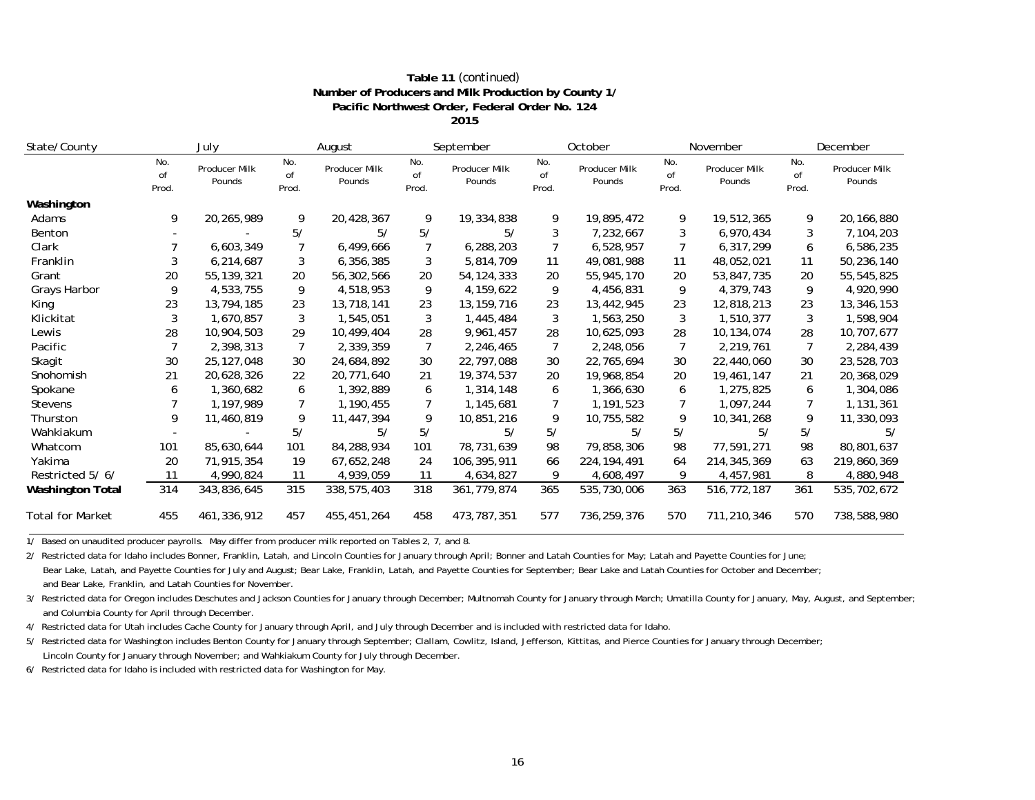**Table 11** *(continued)*
**Number of Producers and Milk Production by County 1/**
**Pacific Northwest Order, Federal Order No. 124**
**2015**

| State/County | July | | August | | September | | October | | November | | December | |
|---|---|---|---|---|---|---|---|---|---|---|---|---|
| | No. of Prod. | Producer Milk Pounds | No. of Prod. | Producer Milk Pounds | No. of Prod. | Producer Milk Pounds | No. of Prod. | Producer Milk Pounds | No. of Prod. | Producer Milk Pounds | No. of Prod. | Producer Milk Pounds |
| **Washington** | | | | | | | | | | | | |
| Adams | 9 | 20,265,989 | 9 | 20,428,367 | 9 | 19,334,838 | 9 | 19,895,472 | 9 | 19,512,365 | 9 | 20,166,880 |
| Benton | - | - | 5/ | 5/ | 5/ | 5/ | 3 | 7,232,667 | 3 | 6,970,434 | 3 | 7,104,203 |
| Clark | 7 | 6,603,349 | 7 | 6,499,666 | 7 | 6,288,203 | 7 | 6,528,957 | 7 | 6,317,299 | 6 | 6,586,235 |
| Franklin | 3 | 6,214,687 | 3 | 6,356,385 | 3 | 5,814,709 | 11 | 49,081,988 | 11 | 48,052,021 | 11 | 50,236,140 |
| Grant | 20 | 55,139,321 | 20 | 56,302,566 | 20 | 54,124,333 | 20 | 55,945,170 | 20 | 53,847,735 | 20 | 55,545,825 |
| Grays Harbor | 9 | 4,533,755 | 9 | 4,518,953 | 9 | 4,159,622 | 9 | 4,456,831 | 9 | 4,379,743 | 9 | 4,920,990 |
| King | 23 | 13,794,185 | 23 | 13,718,141 | 23 | 13,159,716 | 23 | 13,442,945 | 23 | 12,818,213 | 23 | 13,346,153 |
| Klickitat | 3 | 1,670,857 | 3 | 1,545,051 | 3 | 1,445,484 | 3 | 1,563,250 | 3 | 1,510,377 | 3 | 1,598,904 |
| Lewis | 28 | 10,904,503 | 29 | 10,499,404 | 28 | 9,961,457 | 28 | 10,625,093 | 28 | 10,134,074 | 28 | 10,707,677 |
| Pacific | 7 | 2,398,313 | 7 | 2,339,359 | 7 | 2,246,465 | 7 | 2,248,056 | 7 | 2,219,761 | 7 | 2,284,439 |
| Skagit | 30 | 25,127,048 | 30 | 24,684,892 | 30 | 22,797,088 | 30 | 22,765,694 | 30 | 22,440,060 | 30 | 23,528,703 |
| Snohomish | 21 | 20,628,326 | 22 | 20,771,640 | 21 | 19,374,537 | 20 | 19,968,854 | 20 | 19,461,147 | 21 | 20,368,029 |
| Spokane | 6 | 1,360,682 | 6 | 1,392,889 | 6 | 1,314,148 | 6 | 1,366,630 | 6 | 1,275,825 | 6 | 1,304,086 |
| Stevens | 7 | 1,197,989 | 7 | 1,190,455 | 7 | 1,145,681 | 7 | 1,191,523 | 7 | 1,097,244 | 7 | 1,131,361 |
| Thurston | 9 | 11,460,819 | 9 | 11,447,394 | 9 | 10,851,216 | 9 | 10,755,582 | 9 | 10,341,268 | 9 | 11,330,093 |
| Wahkiakum | - | - | 5/ | 5/ | 5/ | 5/ | 5/ | 5/ | 5/ | 5/ | 5/ | 5/ |
| Whatcom | 101 | 85,630,644 | 101 | 84,288,934 | 101 | 78,731,639 | 98 | 79,858,306 | 98 | 77,591,271 | 98 | 80,801,637 |
| Yakima | 20 | 71,915,354 | 19 | 67,652,248 | 24 | 106,395,911 | 66 | 224,194,491 | 64 | 214,345,369 | 63 | 219,860,369 |
| Restricted 5/ 6/ | 11 | 4,990,824 | 11 | 4,939,059 | 11 | 4,634,827 | 9 | 4,608,497 | 9 | 4,457,981 | 8 | 4,880,948 |
| **Washington Total** | 314 | 343,836,645 | 315 | 338,575,403 | 318 | 361,779,874 | 365 | 535,730,006 | 363 | 516,772,187 | 361 | 535,702,672 |
| Total for Market | 455 | 461,336,912 | 457 | 455,451,264 | 458 | 473,787,351 | 577 | 736,259,376 | 570 | 711,210,346 | 570 | 738,588,980 |

1/ Based on unaudited producer payrolls. May differ from producer milk reported on Tables 2, 7, and 8.

2/ Restricted data for Idaho includes Bonner, Franklin, Latah, and Lincoln Counties for January through April; Bonner and Latah Counties for May; Latah and Payette Counties for June; Bear Lake, Latah, and Payette Counties for July and August; Bear Lake, Franklin, Latah, and Payette Counties for September; Bear Lake and Latah Counties for October and December; and Bear Lake, Franklin, and Latah Counties for November.

3/ Restricted data for Oregon includes Deschutes and Jackson Counties for January through December; Multnomah County for January through March; Umatilla County for January, May, August, and September; and Columbia County for April through December.

4/ Restricted data for Utah includes Cache County for January through April, and July through December and is included with restricted data for Idaho.

5/ Restricted data for Washington includes Benton County for January through September; Clallam, Cowlitz, Island, Jefferson, Kittitas, and Pierce Counties for January through December; Lincoln County for January through November; and Wahkiakum County for July through December.

6/ Restricted data for Idaho is included with restricted data for Washington for May.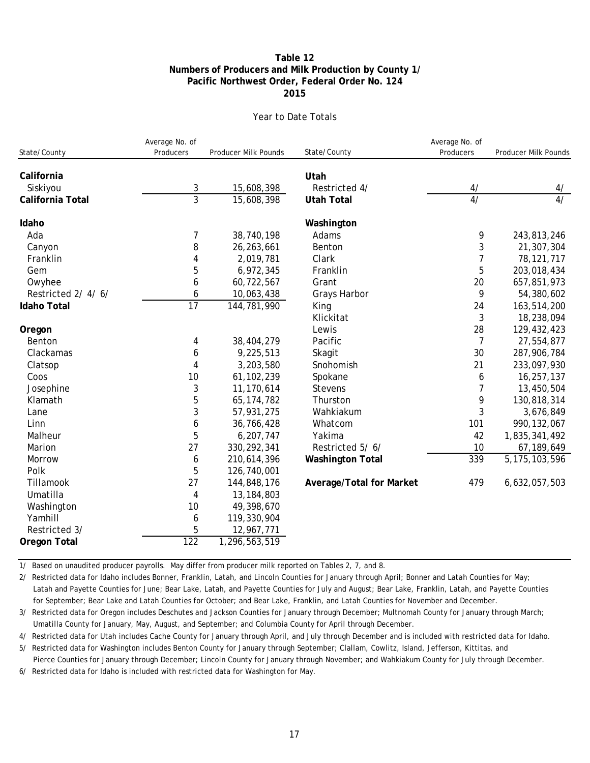# Table 12
## Numbers of Producers and Milk Production by County 1/
## Pacific Northwest Order, Federal Order No. 124
## 2015

Year to Date Totals

| State/County | Average No. of Producers | Producer Milk Pounds |
|---|---|---|
| **California** | | |
| Siskiyou | 3 | 15,608,398 |
| **California Total** | 3 | 15,608,398 |
| **Idaho** | | |
| Ada | 7 | 38,740,198 |
| Canyon | 8 | 26,263,661 |
| Franklin | 4 | 2,019,781 |
| Gem | 5 | 6,972,345 |
| Owyhee | 6 | 60,722,567 |
| Restricted 2/ 4/ 6/ | 6 | 10,063,438 |
| **Idaho Total** | 17 | 144,781,990 |
| **Oregon** | | |
| Benton | 4 | 38,404,279 |
| Clackamas | 6 | 9,225,513 |
| Clatsop | 4 | 3,203,580 |
| Coos | 10 | 61,102,239 |
| Josephine | 3 | 11,170,614 |
| Klamath | 5 | 65,174,782 |
| Lane | 3 | 57,931,275 |
| Linn | 6 | 36,766,428 |
| Malheur | 5 | 6,207,747 |
| Marion | 27 | 330,292,341 |
| Morrow | 6 | 210,614,396 |
| Polk | 5 | 126,740,001 |
| Tillamook | 27 | 144,848,176 |
| Umatilla | 4 | 13,184,803 |
| Washington | 10 | 49,398,670 |
| Yamhill | 6 | 119,330,904 |
| Restricted 3/ | 5 | 12,967,771 |
| **Oregon Total** | 122 | 1,296,563,519 |
| **Utah** | | |
| Restricted 4/ | 4/ | 4/ |
| **Utah Total** | 4/ | 4/ |
| **Washington** | | |
| Adams | 9 | 243,813,246 |
| Benton | 3 | 21,307,304 |
| Clark | 7 | 78,121,717 |
| Franklin | 5 | 203,018,434 |
| Grant | 20 | 657,851,973 |
| Grays Harbor | 9 | 54,380,602 |
| King | 24 | 163,514,200 |
| Klickitat | 3 | 18,238,094 |
| Lewis | 28 | 129,432,423 |
| Pacific | 7 | 27,554,877 |
| Skagit | 30 | 287,906,784 |
| Snohomish | 21 | 233,097,930 |
| Spokane | 6 | 16,257,137 |
| Stevens | 7 | 13,450,504 |
| Thurston | 9 | 130,818,314 |
| Wahkiakum | 3 | 3,676,849 |
| Whatcom | 101 | 990,132,067 |
| Yakima | 42 | 1,835,341,492 |
| Restricted 5/ 6/ | 10 | 67,189,649 |
| **Washington Total** | 339 | 5,175,103,596 |
| **Average/Total for Market** | 479 | 6,632,057,503 |

1/ Based on unaudited producer payrolls. May differ from producer milk reported on Tables 2, 7, and 8.

2/ Restricted data for Idaho includes Bonner, Franklin, Latah, and Lincoln Counties for January through April; Bonner and Latah Counties for May; Latah and Payette Counties for June; Bear Lake, Latah, and Payette Counties for July and August; Bear Lake, Franklin, Latah, and Payette Counties for September; Bear Lake and Latah Counties for October; and Bear Lake, Franklin, and Latah Counties for November and December.

3/ Restricted data for Oregon includes Deschutes and Jackson Counties for January through December; Multnomah County for January through March; Umatilla County for January, May, August, and September; and Columbia County for April through December.

4/ Restricted data for Utah includes Cache County for January through April, and July through December and is included with restricted data for Idaho.

5/ Restricted data for Washington includes Benton County for January through September; Clallam, Cowlitz, Island, Jefferson, Kittitas, and Pierce Counties for January through December; Lincoln County for January through November; and Wahkiakum County for July through December.

6/ Restricted data for Idaho is included with restricted data for Washington for May.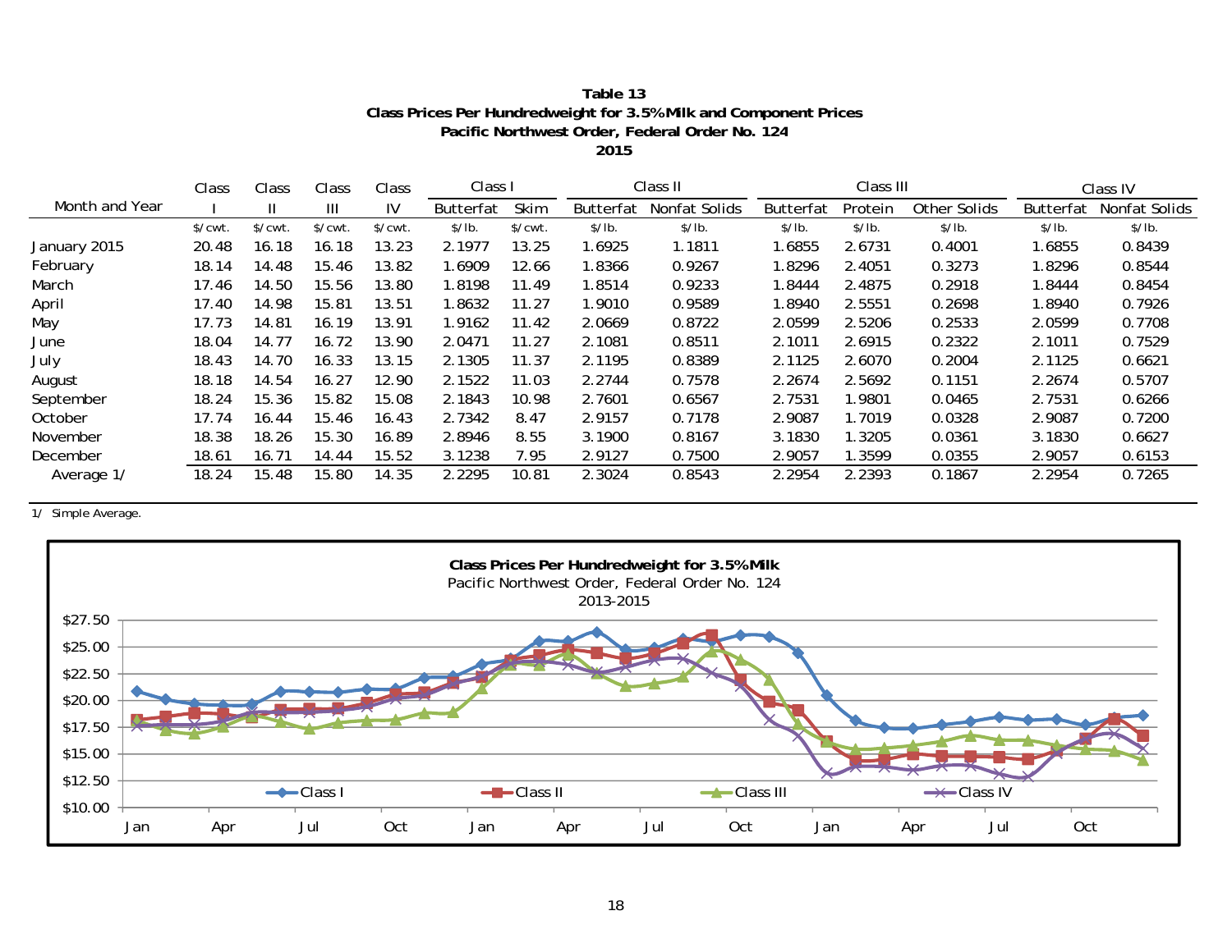**Table 13**
**Class Prices Per Hundredweight for 3.5% Milk and Component Prices**
**Pacific Northwest Order, Federal Order No. 124**
**2015**

| Month and Year | Class I | Class II | Class III | Class IV | Class I | | Class II | | Class III | | | Class IV | |
|---|---|---|---|---|---|---|---|---|---|---|---|---|---|
| | | | | | Butterfat | Skim | Butterfat | Nonfat Solids | Butterfat | Protein | Other Solids | Butterfat | Nonfat Solids |
| | $/cwt. | $/cwt. | $/cwt. | $/cwt. | $/lb. | $/cwt. | $/lb. | $/lb. | $/lb. | $/lb. | $/lb. | $/lb. | $/lb. |
| January 2015 | 20.48 | 16.18 | 16.18 | 13.23 | 2.1977 | 13.25 | 1.6925 | 1.1811 | 1.6855 | 2.6731 | 0.4001 | 1.6855 | 0.8439 |
| February | 18.14 | 14.48 | 15.46 | 13.82 | 1.6909 | 12.66 | 1.8366 | 0.9267 | 1.8296 | 2.4051 | 0.3273 | 1.8296 | 0.8544 |
| March | 17.46 | 14.50 | 15.56 | 13.80 | 1.8198 | 11.49 | 1.8514 | 0.9233 | 1.8444 | 2.4875 | 0.2918 | 1.8444 | 0.8454 |
| April | 17.40 | 14.98 | 15.81 | 13.51 | 1.8632 | 11.27 | 1.9010 | 0.9589 | 1.8940 | 2.5551 | 0.2698 | 1.8940 | 0.7926 |
| May | 17.73 | 14.81 | 16.19 | 13.91 | 1.9162 | 11.42 | 2.0669 | 0.8722 | 2.0599 | 2.5206 | 0.2533 | 2.0599 | 0.7708 |
| June | 18.04 | 14.77 | 16.72 | 13.90 | 2.0471 | 11.27 | 2.1081 | 0.8511 | 2.1011 | 2.6915 | 0.2322 | 2.1011 | 0.7529 |
| July | 18.43 | 14.70 | 16.33 | 13.15 | 2.1305 | 11.37 | 2.1195 | 0.8389 | 2.1125 | 2.6070 | 0.2004 | 2.1125 | 0.6621 |
| August | 18.18 | 14.54 | 16.27 | 12.90 | 2.1522 | 11.03 | 2.2744 | 0.7578 | 2.2674 | 2.5692 | 0.1151 | 2.2674 | 0.5707 |
| September | 18.24 | 15.36 | 15.82 | 15.08 | 2.1843 | 10.98 | 2.7601 | 0.6567 | 2.7531 | 1.9801 | 0.0465 | 2.7531 | 0.6266 |
| October | 17.74 | 16.44 | 15.46 | 16.43 | 2.7342 | 8.47 | 2.9157 | 0.7178 | 2.9087 | 1.7019 | 0.0328 | 2.9087 | 0.7200 |
| November | 18.38 | 18.26 | 15.30 | 16.89 | 2.8946 | 8.55 | 3.1900 | 0.8167 | 3.1830 | 1.3205 | 0.0361 | 3.1830 | 0.6627 |
| December | 18.61 | 16.71 | 14.44 | 15.52 | 3.1238 | 7.95 | 2.9127 | 0.7500 | 2.9057 | 1.3599 | 0.0355 | 2.9057 | 0.6153 |
| Average 1/ | 18.24 | 15.48 | 15.80 | 14.35 | 2.2295 | 10.81 | 2.3024 | 0.8543 | 2.2954 | 2.2393 | 0.1867 | 2.2954 | 0.7265 |

1/ Simple Average.

**Class Prices Per Hundredweight for 3.5% Milk**
Pacific Northwest Order, Federal Order No. 124
2013-2015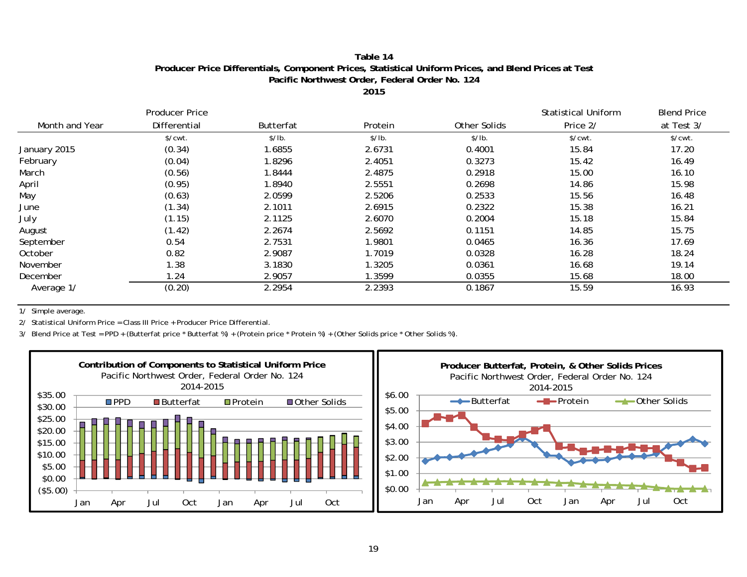**Table 14**
**Producer Price Differentials, Component Prices, Statistical Uniform Prices, and Blend Prices at Test**
**Pacific Northwest Order, Federal Order No. 124**
**2015**

| Month and Year | Producer Price Differential | Butterfat | Protein | Other Solids | Statistical Uniform Price 2/ | Blend Price at Test 3/ |
|---|---|---|---|---|---|---|
| | $/cwt. | $/lb. | $/lb. | $/lb. | $/cwt. | $/cwt. |
| January 2015 | (0.34) | 1.6855 | 2.6731 | 0.4001 | 15.84 | 17.20 |
| February | (0.04) | 1.8296 | 2.4051 | 0.3273 | 15.42 | 16.49 |
| March | (0.56) | 1.8444 | 2.4875 | 0.2918 | 15.00 | 16.10 |
| April | (0.95) | 1.8940 | 2.5551 | 0.2698 | 14.86 | 15.98 |
| May | (0.63) | 2.0599 | 2.5206 | 0.2533 | 15.56 | 16.48 |
| June | (1.34) | 2.1011 | 2.6915 | 0.2322 | 15.38 | 16.21 |
| July | (1.15) | 2.1125 | 2.6070 | 0.2004 | 15.18 | 15.84 |
| August | (1.42) | 2.2674 | 2.5692 | 0.1151 | 14.85 | 15.75 |
| September | 0.54 | 2.7531 | 1.9801 | 0.0465 | 16.36 | 17.69 |
| October | 0.82 | 2.9087 | 1.7019 | 0.0328 | 16.28 | 18.24 |
| November | 1.38 | 3.1830 | 1.3205 | 0.0361 | 16.68 | 19.14 |
| December | 1.24 | 2.9057 | 1.3599 | 0.0355 | 15.68 | 18.00 |
| Average 1/ | (0.20) | 2.2954 | 2.2393 | 0.1867 | 15.59 | 16.93 |

1/ Simple average.

2/ Statistical Uniform Price = Class III Price + Producer Price Differential.

3/ Blend Price at Test = PPD + (Butterfat price * Butterfat %) + (Protein price * Protein %) + (Other Solids price * Other Solids %).

**Contribution of Components to Statistical Uniform Price**
Pacific Northwest Order, Federal Order No. 124
2014-2015

**Producer Butterfat, Protein, & Other Solids Prices**
Pacific Northwest Order, Federal Order No. 124
2014-2015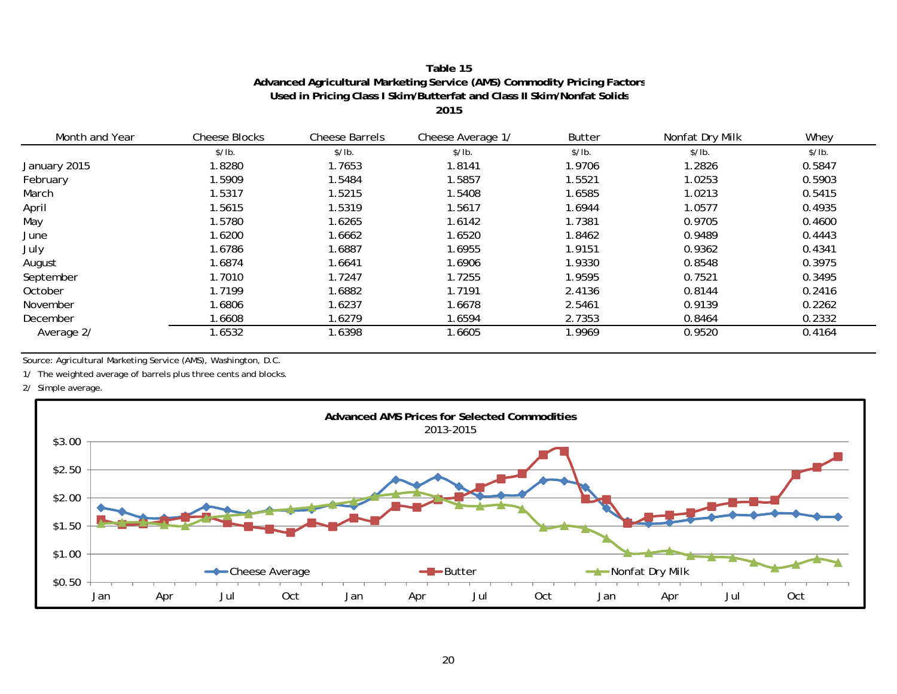# Table 15
## Advanced Agricultural Marketing Service (AMS) Commodity Pricing Factors Used in Pricing Class I Skim/Butterfat and Class II Skim/Nonfat Solids
### 2015

| Month and Year | Cheese Blocks | Cheese Barrels | Cheese Average 1/ | Butter | Nonfat Dry Milk | Whey |
|---|---|---|---|---|---|---|
| | $/lb. | $/lb. | $/lb. | $/lb. | $/lb. | $/lb. |
| January 2015 | 1.8280 | 1.7653 | 1.8141 | 1.9706 | 1.2826 | 0.5847 |
| February | 1.5909 | 1.5484 | 1.5857 | 1.5521 | 1.0253 | 0.5903 |
| March | 1.5317 | 1.5215 | 1.5408 | 1.6585 | 1.0213 | 0.5415 |
| April | 1.5615 | 1.5319 | 1.5617 | 1.6944 | 1.0577 | 0.4935 |
| May | 1.5780 | 1.6265 | 1.6142 | 1.7381 | 0.9705 | 0.4600 |
| June | 1.6200 | 1.6662 | 1.6520 | 1.8462 | 0.9489 | 0.4443 |
| July | 1.6786 | 1.6887 | 1.6955 | 1.9151 | 0.9362 | 0.4341 |
| August | 1.6874 | 1.6641 | 1.6906 | 1.9330 | 0.8548 | 0.3975 |
| September | 1.7010 | 1.7247 | 1.7255 | 1.9595 | 0.7521 | 0.3495 |
| October | 1.7199 | 1.6882 | 1.7191 | 2.4136 | 0.8144 | 0.2416 |
| November | 1.6806 | 1.6237 | 1.6678 | 2.5461 | 0.9139 | 0.2262 |
| December | 1.6608 | 1.6279 | 1.6594 | 2.7353 | 0.8464 | 0.2332 |
| Average 2/ | 1.6532 | 1.6398 | 1.6605 | 1.9969 | 0.9520 | 0.4164 |

Source: Agricultural Marketing Service (AMS), Washington, D.C.

1/ The weighted average of barrels plus three cents and blocks.

2/ Simple average.

**Advanced AMS Prices for Selected Commodities**
2013-2015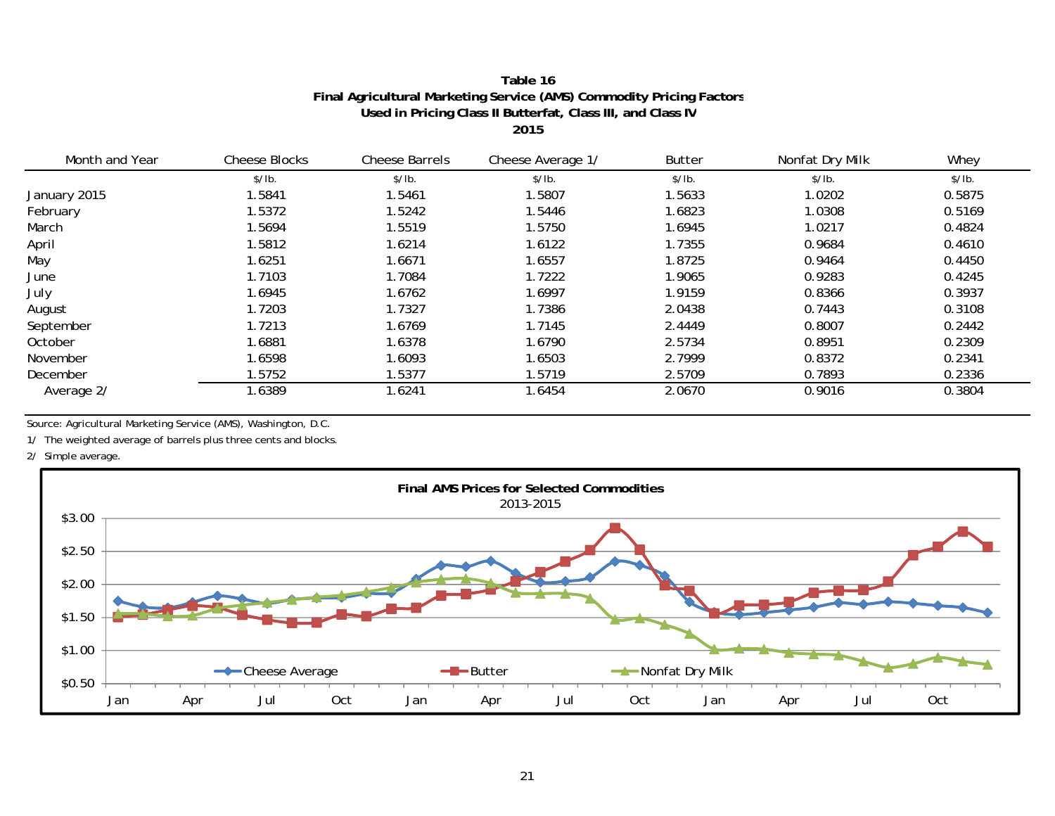# Table 16
## Final Agricultural Marketing Service (AMS) Commodity Pricing Factors Used in Pricing Class II Butterfat, Class III, and Class IV
## 2015

| Month and Year | Cheese Blocks | Cheese Barrels | Cheese Average 1/ | Butter | Nonfat Dry Milk | Whey |
|---|---|---|---|---|---|---|
| | $/lb. | $/lb. | $/lb. | $/lb. | $/lb. | $/lb. |
| January 2015 | 1.5841 | 1.5461 | 1.5807 | 1.5633 | 1.0202 | 0.5875 |
| February | 1.5372 | 1.5242 | 1.5446 | 1.6823 | 1.0308 | 0.5169 |
| March | 1.5694 | 1.5519 | 1.5750 | 1.6945 | 1.0217 | 0.4824 |
| April | 1.5812 | 1.6214 | 1.6122 | 1.7355 | 0.9684 | 0.4610 |
| May | 1.6251 | 1.6671 | 1.6557 | 1.8725 | 0.9464 | 0.4450 |
| June | 1.7103 | 1.7084 | 1.7222 | 1.9065 | 0.9283 | 0.4245 |
| July | 1.6945 | 1.6762 | 1.6997 | 1.9159 | 0.8366 | 0.3937 |
| August | 1.7203 | 1.7327 | 1.7386 | 2.0438 | 0.7443 | 0.3108 |
| September | 1.7213 | 1.6769 | 1.7145 | 2.4449 | 0.8007 | 0.2442 |
| October | 1.6881 | 1.6378 | 1.6790 | 2.5734 | 0.8951 | 0.2309 |
| November | 1.6598 | 1.6093 | 1.6503 | 2.7999 | 0.8372 | 0.2341 |
| December | 1.5752 | 1.5377 | 1.5719 | 2.5709 | 0.7893 | 0.2336 |
| Average 2/ | 1.6389 | 1.6241 | 1.6454 | 2.0670 | 0.9016 | 0.3804 |

Source: Agricultural Marketing Service (AMS), Washington, D.C.

1/ The weighted average of barrels plus three cents and blocks.

2/ Simple average.

**Final AMS Prices for Selected Commodities**
2013-2015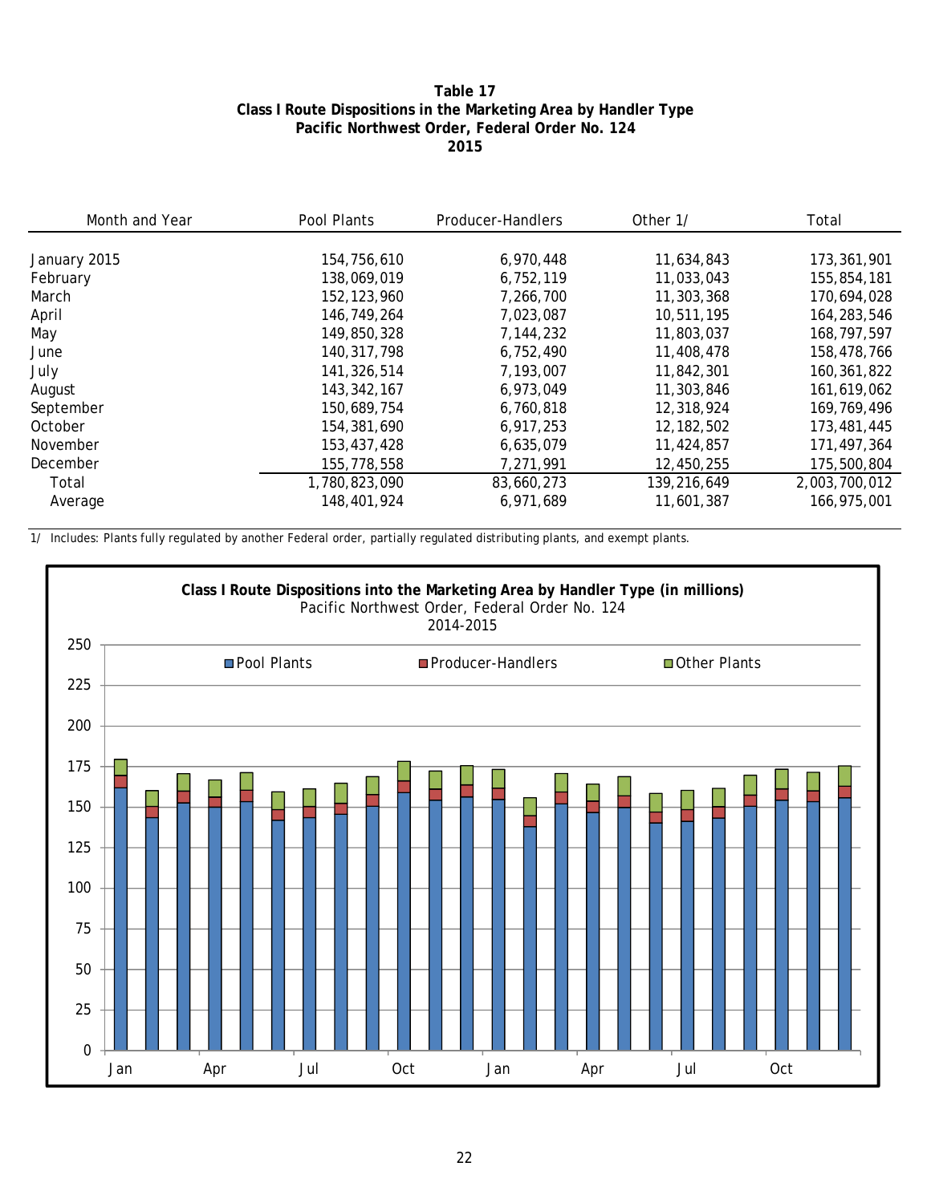# Table 17
## Class I Route Dispositions in the Marketing Area by Handler Type
## Pacific Northwest Order, Federal Order No. 124
## 2015

| Month and Year | Pool Plants | Producer-Handlers | Other 1/ | Total |
|---|---|---|---|---|
| January 2015 | 154,756,610 | 6,970,448 | 11,634,843 | 173,361,901 |
| February | 138,069,019 | 6,752,119 | 11,033,043 | 155,854,181 |
| March | 152,123,960 | 7,266,700 | 11,303,368 | 170,694,028 |
| April | 146,749,264 | 7,023,087 | 10,511,195 | 164,283,546 |
| May | 149,850,328 | 7,144,232 | 11,803,037 | 168,797,597 |
| June | 140,317,798 | 6,752,490 | 11,408,478 | 158,478,766 |
| July | 141,326,514 | 7,193,007 | 11,842,301 | 160,361,822 |
| August | 143,342,167 | 6,973,049 | 11,303,846 | 161,619,062 |
| September | 150,689,754 | 6,760,818 | 12,318,924 | 169,769,496 |
| October | 154,381,690 | 6,917,253 | 12,182,502 | 173,481,445 |
| November | 153,437,428 | 6,635,079 | 11,424,857 | 171,497,364 |
| December | 155,778,558 | 7,271,991 | 12,450,255 | 175,500,804 |
| Total | 1,780,823,090 | 83,660,273 | 139,216,649 | 2,003,700,012 |
| Average | 148,401,924 | 6,971,689 | 11,601,387 | 166,975,001 |

1/ Includes: Plants fully regulated by another Federal order, partially regulated distributing plants, and exempt plants.

**Class I Route Dispositions into the Marketing Area by Handler Type (in millions)**
Pacific Northwest Order, Federal Order No. 124
2014-2015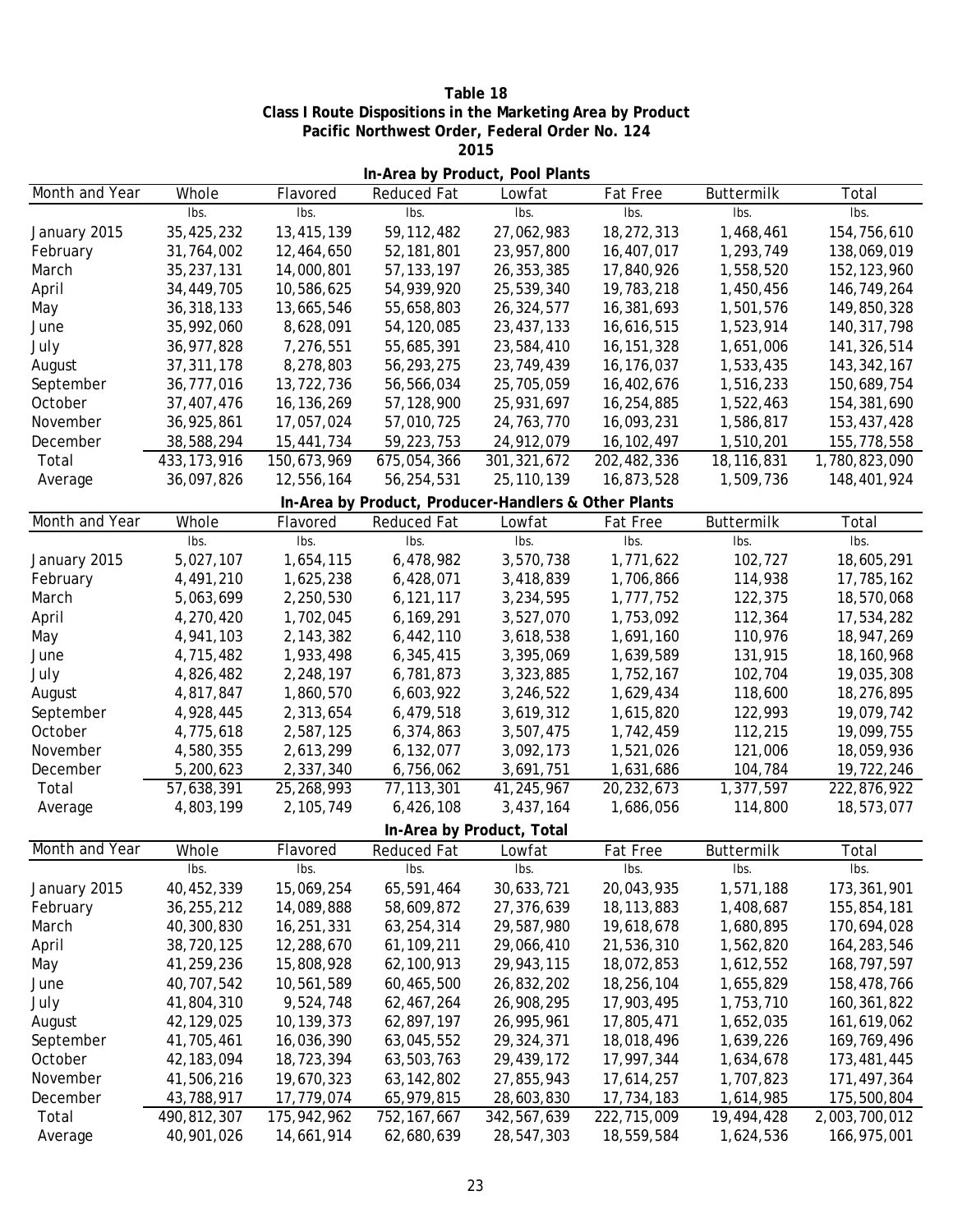**Table 18**
**Class I Route Dispositions in the Marketing Area by Product**
**Pacific Northwest Order, Federal Order No. 124**
**2015**

**In-Area by Product, Pool Plants**

| Month and Year | Whole | Flavored | Reduced Fat | Lowfat | Fat Free | Buttermilk | Total |
|---|---|---|---|---|---|---|---|
| | lbs. | lbs. | lbs. | lbs. | lbs. | lbs. | lbs. |
| January 2015 | 35,425,232 | 13,415,139 | 59,112,482 | 27,062,983 | 18,272,313 | 1,468,461 | 154,756,610 |
| February | 31,764,002 | 12,464,650 | 52,181,801 | 23,957,800 | 16,407,017 | 1,293,749 | 138,069,019 |
| March | 35,237,131 | 14,000,801 | 57,133,197 | 26,353,385 | 17,840,926 | 1,558,520 | 152,123,960 |
| April | 34,449,705 | 10,586,625 | 54,939,920 | 25,539,340 | 19,783,218 | 1,450,456 | 146,749,264 |
| May | 36,318,133 | 13,665,546 | 55,658,803 | 26,324,577 | 16,381,693 | 1,501,576 | 149,850,328 |
| June | 35,992,060 | 8,628,091 | 54,120,085 | 23,437,133 | 16,616,515 | 1,523,914 | 140,317,798 |
| July | 36,977,828 | 7,276,551 | 55,685,391 | 23,584,410 | 16,151,328 | 1,651,006 | 141,326,514 |
| August | 37,311,178 | 8,278,803 | 56,293,275 | 23,749,439 | 16,176,037 | 1,533,435 | 143,342,167 |
| September | 36,777,016 | 13,722,736 | 56,566,034 | 25,705,059 | 16,402,676 | 1,516,233 | 150,689,754 |
| October | 37,407,476 | 16,136,269 | 57,128,900 | 25,931,697 | 16,254,885 | 1,522,463 | 154,381,690 |
| November | 36,925,861 | 17,057,024 | 57,010,725 | 24,763,770 | 16,093,231 | 1,586,817 | 153,437,428 |
| December | 38,588,294 | 15,441,734 | 59,223,753 | 24,912,079 | 16,102,497 | 1,510,201 | 155,778,558 |
| Total | 433,173,916 | 150,673,969 | 675,054,366 | 301,321,672 | 202,482,336 | 18,116,831 | 1,780,823,090 |
| Average | 36,097,826 | 12,556,164 | 56,254,531 | 25,110,139 | 16,873,528 | 1,509,736 | 148,401,924 |

**In-Area by Product, Producer-Handlers & Other Plants**

| Month and Year | Whole | Flavored | Reduced Fat | Lowfat | Fat Free | Buttermilk | Total |
|---|---|---|---|---|---|---|---|
| | lbs. | lbs. | lbs. | lbs. | lbs. | lbs. | lbs. |
| January 2015 | 5,027,107 | 1,654,115 | 6,478,982 | 3,570,738 | 1,771,622 | 102,727 | 18,605,291 |
| February | 4,491,210 | 1,625,238 | 6,428,071 | 3,418,839 | 1,706,866 | 114,938 | 17,785,162 |
| March | 5,063,699 | 2,250,530 | 6,121,117 | 3,234,595 | 1,777,752 | 122,375 | 18,570,068 |
| April | 4,270,420 | 1,702,045 | 6,169,291 | 3,527,070 | 1,753,092 | 112,364 | 17,534,282 |
| May | 4,941,103 | 2,143,382 | 6,442,110 | 3,618,538 | 1,691,160 | 110,976 | 18,947,269 |
| June | 4,715,482 | 1,933,498 | 6,345,415 | 3,395,069 | 1,639,589 | 131,915 | 18,160,968 |
| July | 4,826,482 | 2,248,197 | 6,781,873 | 3,323,885 | 1,752,167 | 102,704 | 19,035,308 |
| August | 4,817,847 | 1,860,570 | 6,603,922 | 3,246,522 | 1,629,434 | 118,600 | 18,276,895 |
| September | 4,928,445 | 2,313,654 | 6,479,518 | 3,619,312 | 1,615,820 | 122,993 | 19,079,742 |
| October | 4,775,618 | 2,587,125 | 6,374,863 | 3,507,475 | 1,742,459 | 112,215 | 19,099,755 |
| November | 4,580,355 | 2,613,299 | 6,132,077 | 3,092,173 | 1,521,026 | 121,006 | 18,059,936 |
| December | 5,200,623 | 2,337,340 | 6,756,062 | 3,691,751 | 1,631,686 | 104,784 | 19,722,246 |
| Total | 57,638,391 | 25,268,993 | 77,113,301 | 41,245,967 | 20,232,673 | 1,377,597 | 222,876,922 |
| Average | 4,803,199 | 2,105,749 | 6,426,108 | 3,437,164 | 1,686,056 | 114,800 | 18,573,077 |

**In-Area by Product, Total**

| Month and Year | Whole | Flavored | Reduced Fat | Lowfat | Fat Free | Buttermilk | Total |
|---|---|---|---|---|---|---|---|
| | lbs. | lbs. | lbs. | lbs. | lbs. | lbs. | lbs. |
| January 2015 | 40,452,339 | 15,069,254 | 65,591,464 | 30,633,721 | 20,043,935 | 1,571,188 | 173,361,901 |
| February | 36,255,212 | 14,089,888 | 58,609,872 | 27,376,639 | 18,113,883 | 1,408,687 | 155,854,181 |
| March | 40,300,830 | 16,251,331 | 63,254,314 | 29,587,980 | 19,618,678 | 1,680,895 | 170,694,028 |
| April | 38,720,125 | 12,288,670 | 61,109,211 | 29,066,410 | 21,536,310 | 1,562,820 | 164,283,546 |
| May | 41,259,236 | 15,808,928 | 62,100,913 | 29,943,115 | 18,072,853 | 1,612,552 | 168,797,597 |
| June | 40,707,542 | 10,561,589 | 60,465,500 | 26,832,202 | 18,256,104 | 1,655,829 | 158,478,766 |
| July | 41,804,310 | 9,524,748 | 62,467,264 | 26,908,295 | 17,903,495 | 1,753,710 | 160,361,822 |
| August | 42,129,025 | 10,139,373 | 62,897,197 | 26,995,961 | 17,805,471 | 1,652,035 | 161,619,062 |
| September | 41,705,461 | 16,036,390 | 63,045,552 | 29,324,371 | 18,018,496 | 1,639,226 | 169,769,496 |
| October | 42,183,094 | 18,723,394 | 63,503,763 | 29,439,172 | 17,997,344 | 1,634,678 | 173,481,445 |
| November | 41,506,216 | 19,670,323 | 63,142,802 | 27,855,943 | 17,614,257 | 1,707,823 | 171,497,364 |
| December | 43,788,917 | 17,779,074 | 65,979,815 | 28,603,830 | 17,734,183 | 1,614,985 | 175,500,804 |
| Total | 490,812,307 | 175,942,962 | 752,167,667 | 342,567,639 | 222,715,009 | 19,494,428 | 2,003,700,012 |
| Average | 40,901,026 | 14,661,914 | 62,680,639 | 28,547,303 | 18,559,584 | 1,624,536 | 166,975,001 |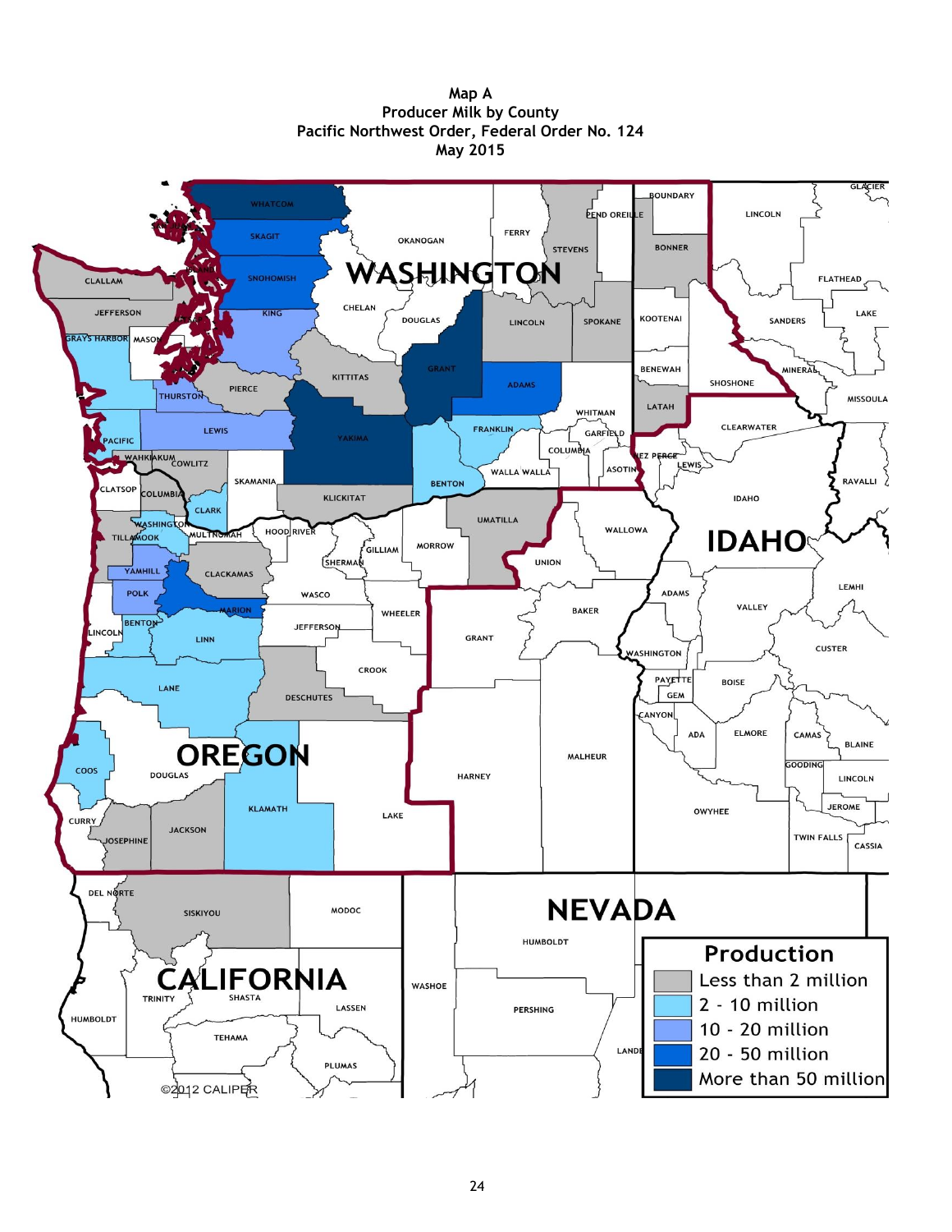Map A
Producer Milk by County
Pacific Northwest Order, Federal Order No. 124
May 2015

**Production**

- Less than 2 million
- 2 - 10 million
- 10 - 20 million
- 20 - 50 million
- More than 50 million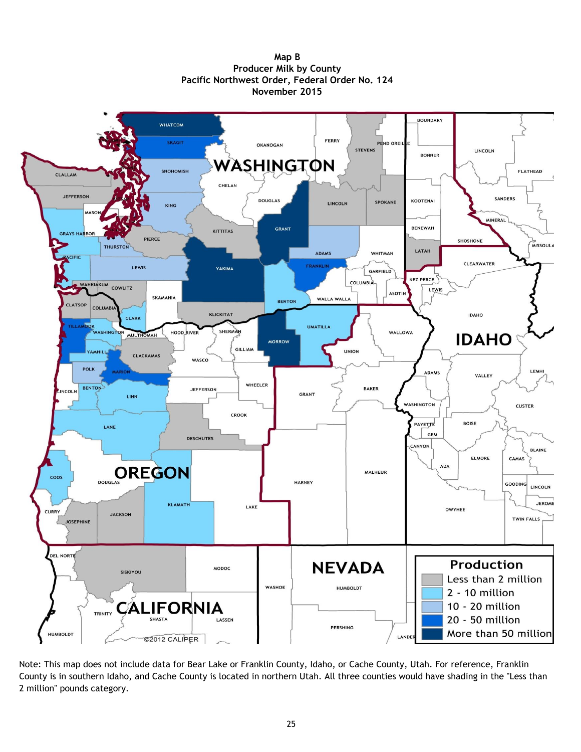Map B
Producer Milk by County
Pacific Northwest Order, Federal Order No. 124
November 2015

WASHINGTON
OREGON
IDAHO
NEVADA
CALIFORNIA

WHATCOM
SKAGIT
OKANOGAN
FERRY
STEVENS
PEND OREILLE
BOUNDARY
BONNER
LINCOLN
FLATHEAD
CLALLAM
SNOHOMISH
CHELAN
JEFFERSON
KING
DOUGLAS
LINCOLN
SPOKANE
KOOTENAI
SANDERS
MASON
MINERAL
GRAYS HARBOR
KITTITAS
GRANT
BENEWAH
SHOSHONE
THURSTON
PIERCE
ADAMS
WHITMAN
LATAH
MISSOULA
PACIFIC
LEWIS
YAKIMA
FRANKLIN
CLEARWATER
GARFIELD
WAHKIAKUM
COWLITZ
COLUMBIA
NEZ PERCE
ASOTIN
LEWIS
SKAMANIA
BENTON
WALLA WALLA
CLATSOP
COLUMBIA
KLICKITAT
CLARK
IDAHO
TILLAMOOK
WASHINGTON
MULTNOMAH
HOOD RIVER
SHERMAN
UMATILLA
WALLOWA
MORROW
GILLIAM
UNION
YAMHILL
CLACKAMAS
WASCO
POLK
MARION
ADAMS
LEMHI
VALLEY
WHEELER
BENTON
LINCOLN
JEFFERSON
BAKER
GRANT
LINN
WASHINGTON
CUSTER
CROOK
PAYETTE
BOISE
LANE
GEM
DESCHUTES
CANYON
BLAINE
ELMORE
CAMAS
ADA
MALHEUR
COOS
DOUGLAS
HARNEY
GOODING
LINCOLN
JEROME
KLAMATH
LAKE
OWYHEE
CURRY
JACKSON
TWIN FALLS
JOSEPHINE
DEL NORTE
MODOC
SISKIYOU
WASHOE
HUMBOLDT
TRINITY
SHASTA
LASSEN
PERSHING
HUMBOLDT
LANDER
©2012 CALIPER

Production
Less than 2 million
2 - 10 million
10 - 20 million
20 - 50 million
More than 50 million

Note: This map does not include data for Bear Lake or Franklin County, Idaho, or Cache County, Utah. For reference, Franklin County is in southern Idaho, and Cache County is located in northern Utah. All three counties would have shading in the "Less than 2 million" pounds category.